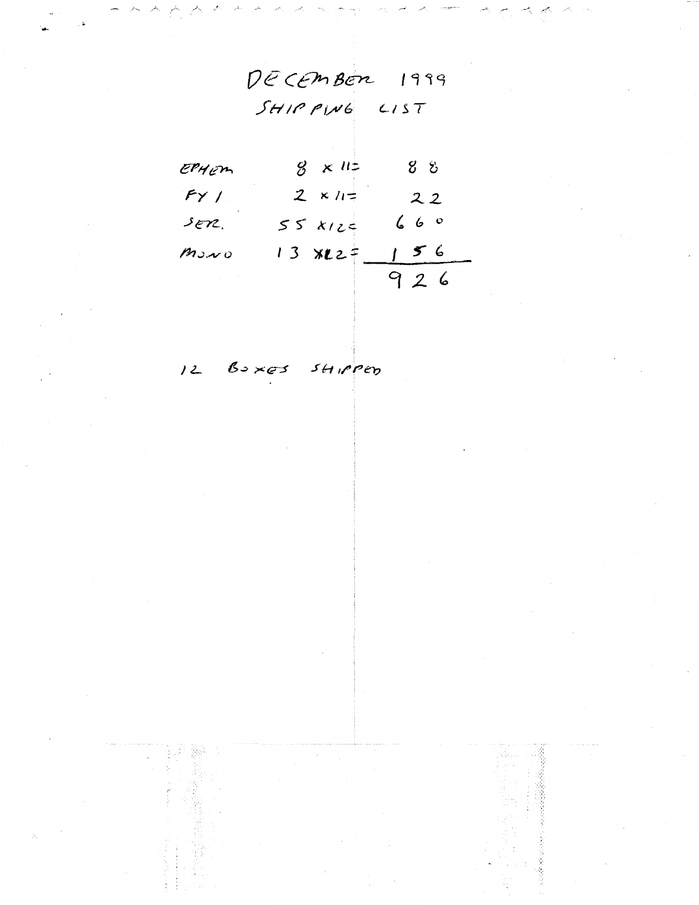# DECEMBER 1999
## SHIPPING LIST

| | | |
|---|---|---|
| EPHEM | 8 x 11 = | 88 |
| FY I | 2 x 11 = | 22 |
| SER. | 55 x 12 = | 660 |
| MONO | 13 x 12 = | 156 |
| | | 926 |

12 BOXES SHIPPED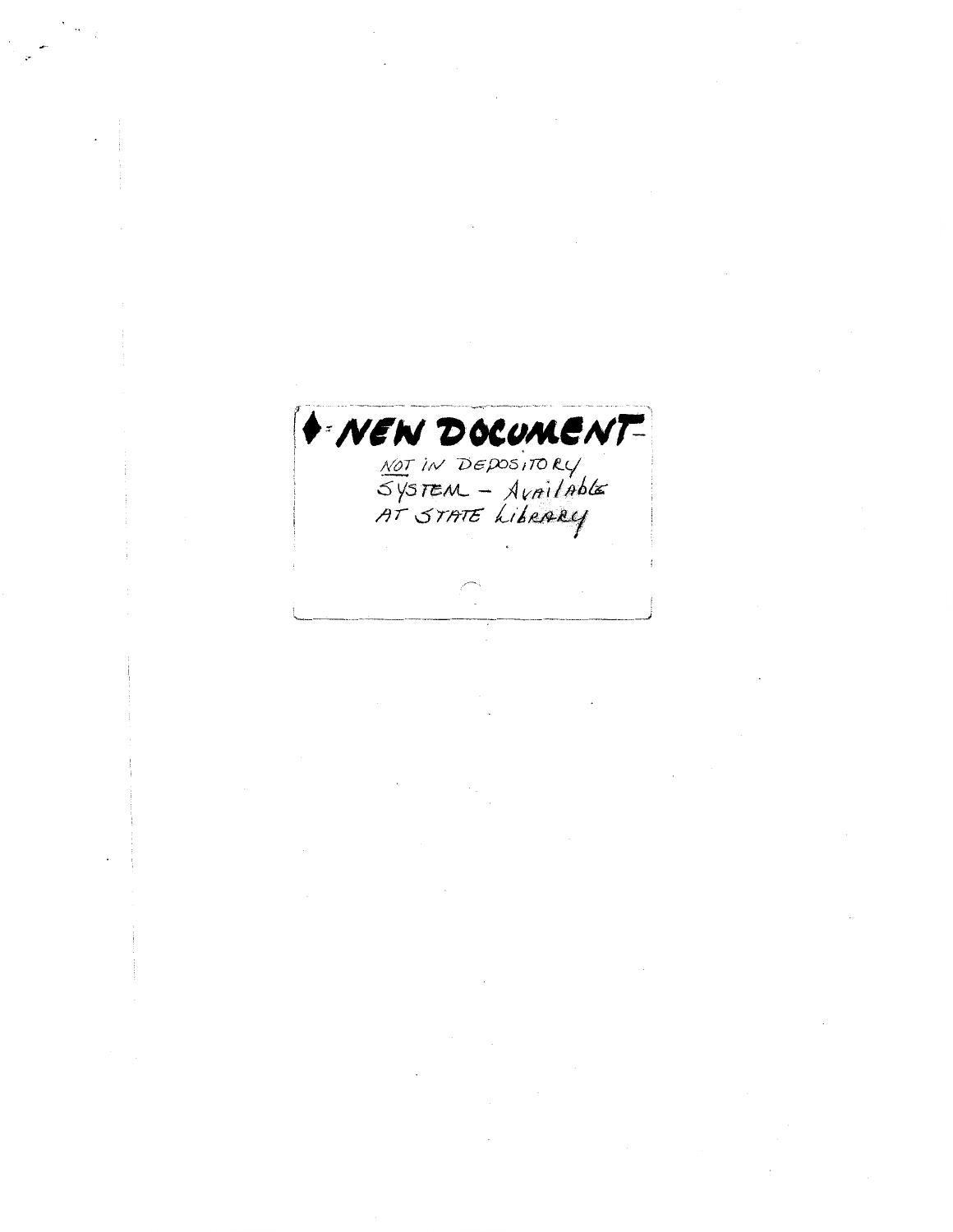♦ = NEW DOCUMENT –

NOT IN DEPOSITORY SYSTEM – Available AT STATE Library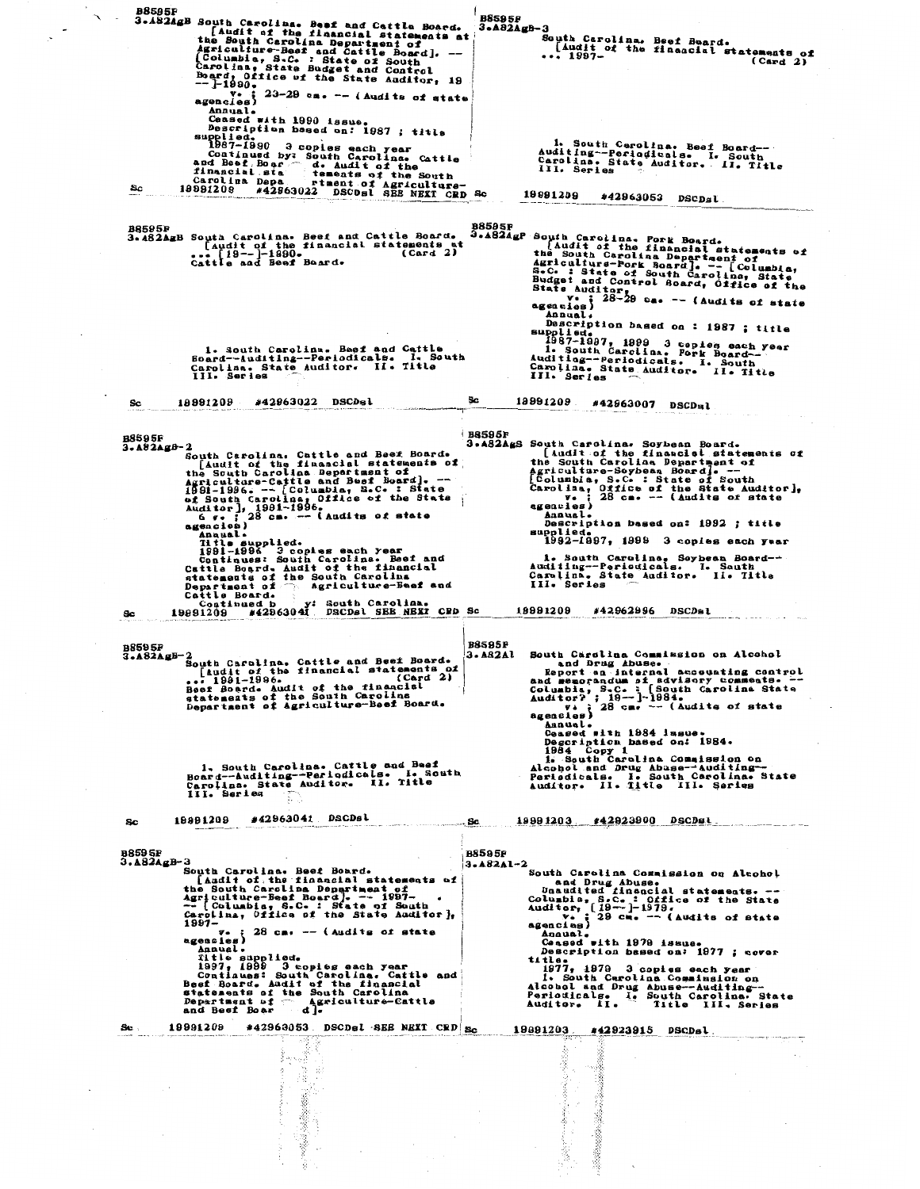B8595F
3.A82AgB South Carolina. Beef and Cattle Board.
[Audit of the financial statements at the South Carolina Department of Agriculture-Beef and Cattle Board]. -- [Columbia, S.C. : State of South Carolina, State Budget and Control Board, Office of the State Auditor, 19 --]-1990.
v. ; 23-29 cm. -- (Audits of state agencies)
Annual.
Ceased with 1990 issue.
Description based on: 1987 ; title supplied.
1987-1990 3 copies each year
Continued by: South Carolina. Cattle and Beef Board. Audit of the financial statements of the South Carolina Department of Agriculture-
Sc 19991209 #42963022 DSCDsl SEE NEXT CRD

---

B8595F
3.A82AgB-3
South Carolina. Beef Board.
[Audit of the financial statements of ... 1997- (Card 2)

1. South Carolina. Beef Board--Auditing--Periodicals. I. South Carolina. State Auditor. II. Title III. Series
Sc 19991209 #42963053 DSCDsl

---

B8595F
3.A82AgB South Carolina. Beef and Cattle Board.
[Audit of the financial statements at ... [19--]-1990. (Card 2)
Cattle and Beef Board.

1. South Carolina. Beef and Cattle Board--Auditing--Periodicals. I. South Carolina. State Auditor. II. Title III. Series
Sc 19991209 #42963022 DSCDsl

---

B8595F
3.A82AgP South Carolina. Pork Board.
[Audit of the financial statements of the South Carolina Department of Agriculture-Pork Board]. -- [Columbia, S.C. : State of South Carolina, State Budget and Control Board, Office of the State Auditor,
v. ; 28-29 cm. -- (Audits of state agencies)
Annual.
Description based on : 1987 ; title supplied.
1987-1997, 1999 3 copies each year
1. South Carolina. Pork Board--Auditing--Periodicals. I. South Carolina. State Auditor. II. Title III. Series
Sc 19991209 #42963007 DSCDsl

---

B8595F
3.A82AgB-2
South Carolina. Cattle and Beef Board.
[Audit of the financial statements of the South Carolina Department of Agriculture-Cattle and Beef Board]. -- 1991-1996. -- [Columbia, S.C. : State of South Carolina, Office of the State Auditor], 1991-1996.
6 v. ; 28 cm. -- (Audits of state agencies)
Annual.
Title supplied.
1991-1996 3 copies each year
Continues: South Carolina. Beef and Cattle Board. Audit of the financial statements of the South Carolina Department of Agriculture-Beef and Cattle Board.
Continued by: South Carolina.
Sc 19991209 #42963041 DSCDsl SEE NEXT CRD

---

B8595F
3.A82AgS South Carolina. Soybean Board.
[Audit of the financial statements of the South Carolina Department of Agriculture-Soybean Board]. -- [Columbia, S.C. : State of South Carolina, Office of the State Auditor], v. ; 28 cm. -- (Audits of state agencies)
Annual.
Description based on: 1992 ; title supplied.
1992-1997, 1999 3 copies each year
1. South Carolina. Soybean Board--Auditing--Periodicals. I. South Carolina. State Auditor. II. Title III. Series
Sc 19991209 #42962996 DSCDsl

---

B8595F
3.A82AgB-2
South Carolina. Cattle and Beef Board.
[Audit of the financial statements of ... 1991-1996. (Card 2)
Beef Board. Audit of the financial statements of the South Carolina Department of Agriculture-Beef Board.

1. South Carolina. Cattle and Beef Board--Auditing--Periodicals. I. South Carolina. State Auditor. II. Title III. Series
Sc 19991209 #42963041 DSCDsl

---

B8595F
3.A82Al South Carolina Commission on Alcohol and Drug Abuse.
Report on internal accounting control and memorandum of advisory comments. -- Columbia, S.C. : [South Carolina State Auditor? ; 19--]-1984.
v. ; 28 cm. -- (Audits of state agencies)
Annual.
Ceased with 1984 issue.
Description based on: 1984.
1984 Copy 1
1. South Carolina Commission on Alcohol and Drug Abuse--Auditing--Periodicals. I. South Carolina. State Auditor. II. Title III. Series
Sc 19991203 #42923900 DSCDsl

---

B8595F
3.A82AgB-3
South Carolina. Beef Board.
[Audit of the financial statements of the South Carolina Department of Agriculture-Beef Board]. -- 1997- -- [Columbia, S.C. : State of South Carolina, Office of the State Auditor], 1997-
v. ; 28 cm. -- (Audits of state agencies)
Annual.
Title supplied.
1997, 1999 3 copies each year
Continues: South Carolina. Cattle and Beef Board. Audit of the financial statements of the South Carolina Department of Agriculture-Cattle and Beef Board].
Sc 19991209 #42963053 DSCDsl SEE NEXT CRD

---

B8595F
3.A82Al-2
South Carolina Commission on Alcohol and Drug Abuse.
Unaudited financial statements. -- Columbia, S.C. : Office of the State Auditor, [19--]-1979.
v. ; 29 cm. -- (Audits of state agencies)
Annual.
Ceased with 1979 issue.
Description based on: 1977 ; cover title.
1977, 1979 3 copies each year
1. South Carolina Commission on Alcohol and Drug Abuse--Auditing--Periodicals. I. South Carolina. State Auditor. II. Title III. Series
Sc 19991203 #42923915 DSCDsl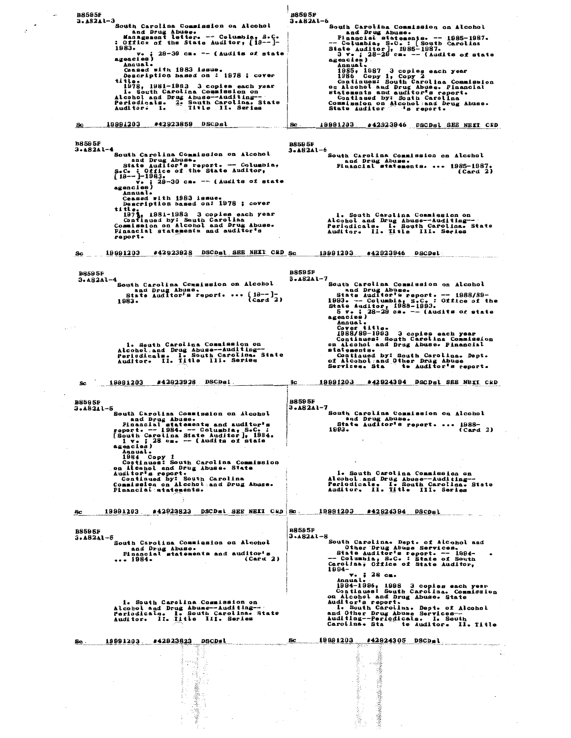B8595F
3.A82A1-3

South Carolina Commission on Alcohol and Drug Abuse.
Management letter. -- Columbia, S.C. : Office of the State Auditor, [19--]-1983.
v. ; 28-30 cm. -- (Audits of state agencies)
Annual.
Ceased with 1983 issue.
Description based on : 1978 ; cover title.
1978, 1981-1983 3 copies each year
1. South Carolina Commission on Alcohol and Drug Abuse--Auditing--Periodicals. 2. South Carolina. State Auditor. I. Title II. Series

Sc 19991203 #42923859 DSCDsl

---

B8595F
3.A82A1-4

South Carolina Commission on Alcohol and Drug Abuse.
State Auditor's report. -- Columbia, S.C. : Office of the State Auditor, [19--]-1983.
v. ; 28-30 cm. -- (Audits of state agencies)
Annual.
Ceased with 1983 issue.
Description based on: 1978 ; cover title.
1978, 1981-1983 3 copies each year
Continued by: South Carolina Commission on Alcohol and Drug Abuse. Financial statements and auditor's report.

Sc 19991203 #42923928 DSCDsl SEE NEXT CRD

---

B8595F
3.A82A1-4

South Carolina Commission on Alcohol and Drug Abuse.
State Auditor's report. ... [19--]-1983. (Card 2)

1. South Carolina Commission on Alcohol and Drug Abuse--Auditing--Periodicals. I. South Carolina. State Auditor. II. Title III. Series

Sc 19991203 #42923928 DSCDsl

---

B8595F
3.A82A1-5

South Carolina Commission on Alcohol and Drug Abuse.
Financial statements and auditor's report. -- 1984. -- Columbia, S.C. : [South Carolina State Auditor], 1984.
1 v. ; 28 cm. -- (Audits of state agencies)
Annual.
1984 Copy 1
Continues: South Carolina Commission on Alcohol and Drug Abuse. State Auditor's report.
Continued by: South Carolina Commission on Alcohol and Drug Abuse. Financial statements.

Sc 19991203 #42923823 DSCDsl SEE NEXT CRD

---

B8595F
3.A82A1-5

South Carolina Commission on Alcohol and Drug Abuse.
Financial statements and auditor's ... 1984. (Card 2)

1. South Carolina Commission on Alcohol and Drug Abuse--Auditing--Periodicals. I. South Carolina. State Auditor. II. Title III. Series

Sc 19991203 #42923823 DSCDsl

---

B8595F
3.A82A1-6

South Carolina Commission on Alcohol and Drug Abuse.
Financial statements. -- 1985-1987. -- Columbia, S.C. : [South Carolina State Auditor], 1985-1987.
3 v. ; 28-28 cm. -- (Audits of state agencies)
Annual.
1985, 1987 3 copies each year
1986 Copy 1, Copy 2
Continues: South Carolina Commission on Alcohol and Drug Abuse. Financial statements and auditor's report.
Continued by: South Carolina Commission on Alcohol and Drug Abuse. State Auditor 's report.

Sc 19991203 #42923946 DSCDsl SEE NEXT CRD

---

B8595F
3.A82A1-6

South Carolina Commission on Alcohol and Drug Abuse.
Financial statements. ... 1985-1987. (Card 2)

1. South Carolina Commission on Alcohol and Drug Abuse--Auditing--Periodicals. I. South Carolina. State Auditor. II. Title III. Series

Sc 19991203 #42923946 DSCDsl

---

B8595F
3.A82A1-7

South Carolina Commission on Alcohol and Drug Abuse.
State Auditor's report. -- 1988/89-1993. -- Columbia, S.C. : Office of the State Auditor, 1988-1993.
5 v. ; 28-29 cm. -- (Audits of state agencies)
Annual.
Cover title.
1988/89-1993 3 copies each year
Continues: South Carolina Commission on Alcohol and Drug Abuse. Financial statements.
Continued by: South Carolina. Dept. of Alcohol and Other Drug Abuse Services. Sta te Auditor's report.

Sc 19991203 #42924394 DSCDsl SEE NEXT CRD

---

B8595F
3.A82A1-7

South Carolina Commission on Alcohol and Drug Abuse.
State Auditor's report. ... 1988-1993. (Card 2)

1. South Carolina Commission on Alcohol and Drug Abuse--Auditing--Periodicals. I. South Carolina. State Auditor. II. Title III. Series

Sc 19991203 #42924394 DSCDsl

---

B8595F
3.A82A1-8

South Carolina. Dept. of Alcohol and Other Drug Abuse Services.
State Auditor's report. -- 1994- -- Columbia, S.C. : State of South Carolina, Office of State Auditor, 1994-
v. ; 28 cm.
Annual.
1994-1996, 1998 3 copies each year
Continues: South Carolina. Commission on Alcohol and Drug Abuse. State Auditor's report.
1. South Carolina. Dept. of Alcohol and Other Drug Abuse Services--Auditing--Periodicals. I. South Carolina. Sta te Auditor. II. Title

Sc 19991203 #42924305 DSCDsl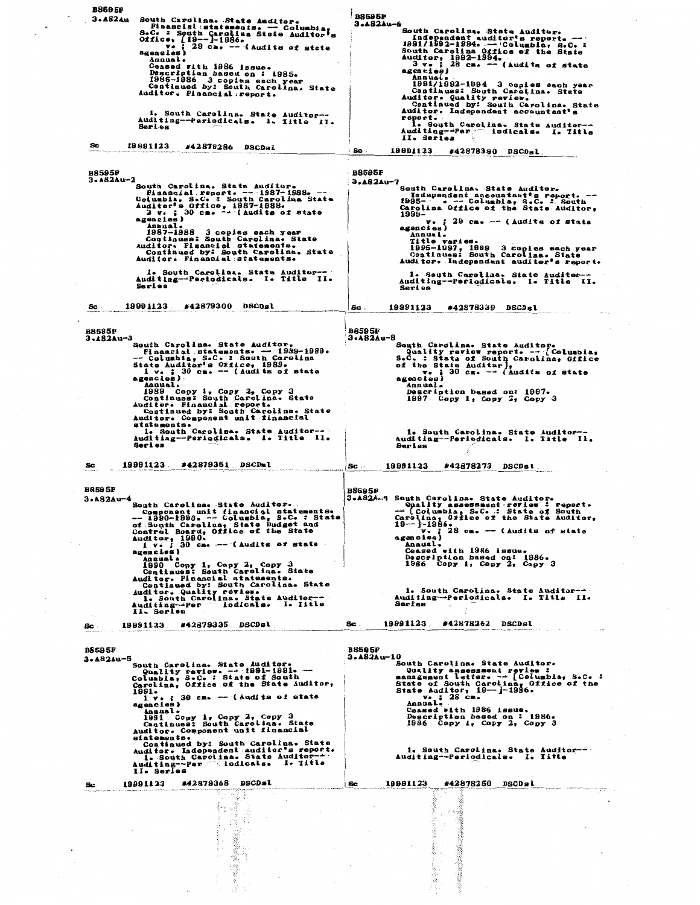B8595F
3.A82Au

South Carolina. State Auditor.
Financial statements. -- Columbia, S.C. : South Carolina State Auditor's Office, [19--]-1986.
v. ; 29 cm. -- (Audits of state agencies)
Annual.
Ceased with 1986 issue.
Description based on : 1985.
1985-1986 3 copies each year
Continued by: South Carolina. State Auditor. Financial report.

1. South Carolina. State Auditor--Auditing--Periodicals. I. Title II. Series

Sc 19991123 #42879286 DSCDsl

---

B8595F
3.A82Au-2

South Carolina. State Auditor.
Financial report. -- 1987-1988. -- Columbia, S.C. : South Carolina State Auditor's Office, 1987-1988.
2 v. ; 30 cm. -- (Audits of state agencies)
Annual.
1987-1988 3 copies each year
Continues: South Carolina. State Auditor. Financial statements.
Continued by: South Carolina. State Auditor. Financial statements.

1. South Carolina. State Auditor--Auditing--Periodicals. I. Title II. Series

Sc 19991123 #42879300 DSCDsl

---

B8595F
3.A82Au-3

South Carolina. State Auditor.
Financial statements. -- 1989-1989. -- Columbia, S.C. : South Carolina State Auditor's Office, 1989.
1 v. ; 30 cm. -- (Audits of state agencies)
Annual.
1989 Copy 1, Copy 2, Copy 3
Continues: South Carolina. State Auditor. Financial report.
Continued by: South Carolina. State Auditor. Component unit financial statements.
1. South Carolina. State Auditor--Auditing--Periodicals. I. Title II. Series

Sc 19991123 #42879351 DSCDsl

---

B8595F
3.A82Au-4

South Carolina. State Auditor.
Component unit financial statements. -- 1990-1990. -- Columbia, S.C. : State of South Carolina, State Budget and Control Board, Office of the State Auditor, 1990.
1 v. ; 30 cm. -- (Audits of state agencies)
Annual.
1990 Copy 1, Copy 2, Copy 3
Continues: South Carolina. State Auditor. Financial statements.
Continued by: South Carolina. State Auditor. Quality review.
1. South Carolina. State Auditor--Auditing--Periodicals. I. Title II. Series

Sc 19991123 #42879335 DSCDsl

---

B8595F
3.A82Au-5

South Carolina. State Auditor.
Quality review. -- 1991-1991. -- Columbia, S.C. : State of South Carolina, Office of the State Auditor, 1991.
1 v. ; 30 cm. -- (Audits of state agencies)
Annual.
1991 Copy 1, Copy 2, Copy 3
Continues: South Carolina. State Auditor. Component unit financial statements.
Continued by: South Carolina. State Auditor. Independent auditor's report.
1. South Carolina. State Auditor--Auditing--Periodicals. I. Title II. Series

Sc 19991123 #42879368 DSCDsl

---

B8595F
3.A82Au-6

South Carolina. State Auditor.
Independent auditor's report. -- 1991/1992-1994. -- Columbia, S.C. : South Carolina Office of the State Auditor, 1992-1994.
3 v. ; 28 cm. -- (Audits of state agencies)
Annual.
1991/1992-1994 3 copies each year
Continues: South Carolina. State Auditor. Quality review.
Continued by: South Carolina. State Auditor. Independent accountant's report.
1. South Carolina. State Auditor--Auditing--Periodicals. I. Title II. Series

Sc 19991123 #42878390 DSCDsl

---

B8595F
3.A82Au-7

South Carolina. State Auditor.
Independent accountant's report. -- 1995- . -- Columbia, S.C. : South Carolina Office of the State Auditor, 1995-
v. ; 29 cm. -- (Audits of state agencies)
Annual.
Title varies.
1995-1997, 1999 3 copies each year
Continues: South Carolina. State Auditor. Independent auditor's report.

1. South Carolina. State Auditor--Auditing--Periodicals. I. Title II. Series

Sc 19991123 #42878339 DSCDsl

---

B8595F
3.A82Au-8

South Carolina. State Auditor.
Quality review report. -- [Columbia, S.C. : State of South Carolina, Office of the State Auditor],
v. ; 30 cm. -- (Audits of state agencies)
Annual.
Description based on: 1997.
1997 Copy 1, Copy 2, Copy 3

1. South Carolina. State Auditor--Auditing--Periodicals. I. Title II. Series

Sc 19991123 #42878273 DSCDsl

---

B8595F
3.A82Au-9

South Carolina. State Auditor.
Quality assessment review : report. -- [Columbia, S.C. : State of South Carolina, Office of the State Auditor, 19--]-1986.
v. ; 28 cm. -- (Audits of state agencies)
Annual.
Ceased with 1986 issue.
Description based on: 1986.
1986 Copy 1, Copy 2, Copy 3

1. South Carolina. State Auditor--Auditing--Periodicals. I. Title II. Series

Sc 19991123 #42878262 DSCDsl

---

B8595F
3.A82Au-10

South Carolina. State Auditor.
Quality assessment review : management letter. -- [Columbia, S.C. : State of South Carolina, Office of the State Auditor, 19--]-1986.
v. ; 28 cm.
Annual.
Ceased with 1986 issue.
Description based on : 1986.
1986 Copy 1, Copy 2, Copy 3

1. South Carolina. State Auditor--Auditing--Periodicals. I. Title

Sc 19991123 #42878250 DSCDsl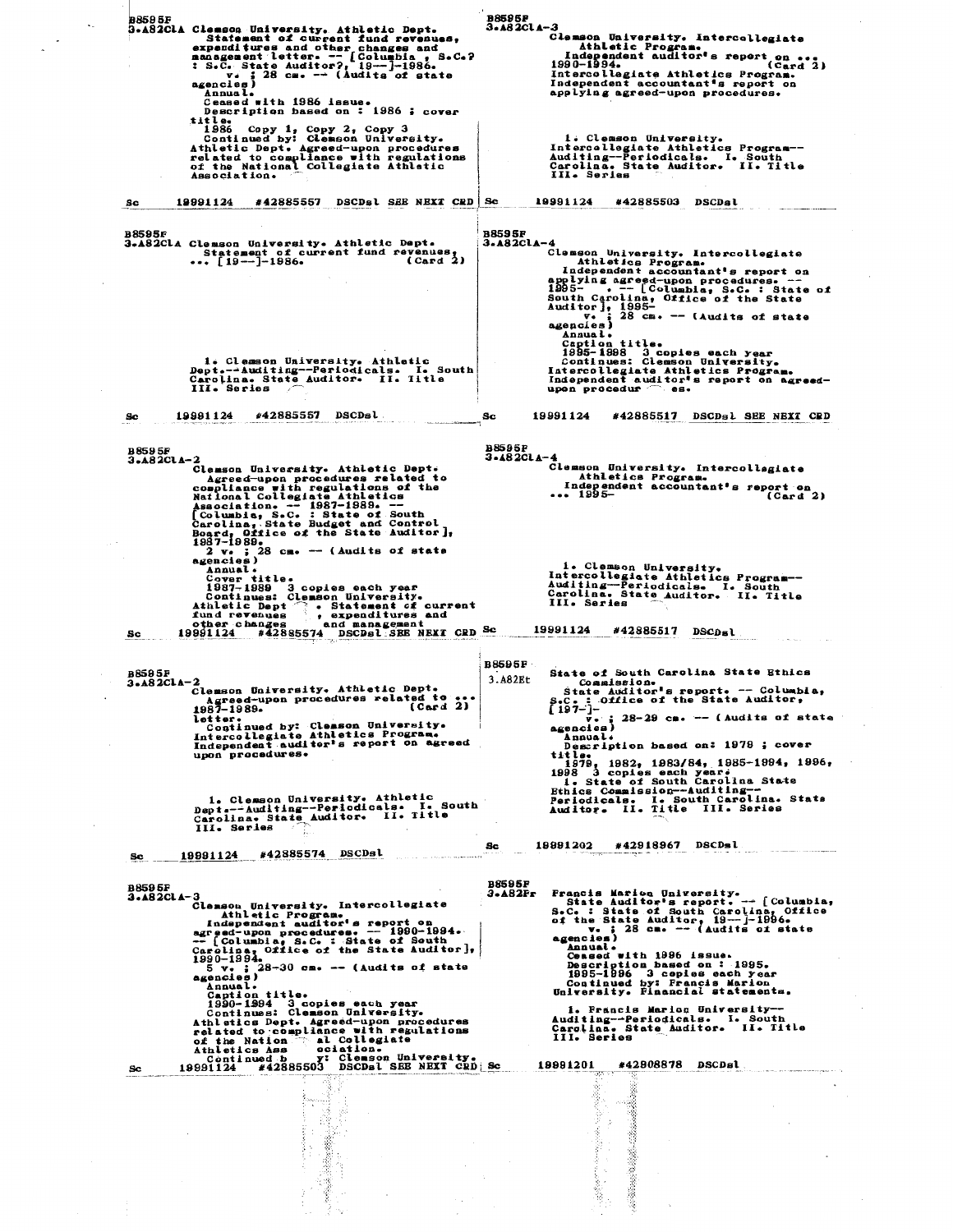B8595F
3.A82ClA Clemson University. Athletic Dept.
Statement of current fund revenues, expenditures and other changes and management letter. -- [Columbia, S.C.? : S.C. State Auditor?, 19--]-1986.
v. ; 28 cm. -- (Audits of state agencies)
Annual.
Ceased with 1986 issue.
Description based on : 1986 ; cover title.
1986 Copy 1, Copy 2, Copy 3
Continued by: Clemson University. Athletic Dept. Agreed-upon procedures related to compliance with regulations of the National Collegiate Athletic Association.

Sc 19991124 #42885557 DSCDsl SEE NEXT CRD

---

B8595F
3.A82ClA Clemson University. Athletic Dept.
Statement of current fund revenues, ... [19--]-1986. (Card 2)

1. Clemson University. Athletic Dept.--Auditing--Periodicals. I. South Carolina. State Auditor. II. Title III. Series

Sc 19991124 #42885557 DSCDsl

---

B8595F
3.A82ClA-2
Clemson University. Athletic Dept.
Agreed-upon procedures related to compliance with regulations of the National Collegiate Athletics Association. -- 1987-1989. -- [Columbia, S.C. : State of South Carolina, State Budget and Control Board, Office of the State Auditor], 1987-1989.
2 v. ; 28 cm. -- (Audits of state agencies)
Annual.
Cover title.
1987-1989 3 copies each year
Continues: Clemson University. Athletic Dept . Statement of current fund revenues , expenditures and other changes and management

Sc 19991124 #42885574 DSCDsl SEE NEXT CRD

---

B8595F
3.A82ClA-2
Clemson University. Athletic Dept.
Agreed-upon procedures related to ... 1987-1989. (Card 2)
letter.
Continued by: Clemson University. Intercollegiate Athletics Program. Independent auditor's report on agreed upon procedures.

1. Clemson University. Athletic Dept.--Auditing--Periodicals. I. South Carolina. State Auditor. II. Title III. Series

Sc 19991124 #42885574 DSCDsl

---

B8595F
3.A82ClA-3
Clemson University. Intercollegiate Athletic Program.
Independent auditor's report on agreed-upon procedures. -- 1990-1994. -- [Columbia, S.C. : State of South Carolina, Office of the State Auditor], 1990-1994.
5 v. ; 28-30 cm. -- (Audits of state agencies)
Annual.
Caption title.
1990-1994 3 copies each year
Continues: Clemson University. Athletics Dept. Agreed-upon procedures related to compliance with regulations of the Nation al Collegiate Athletics Ass ociation.
Continued b y: Clemson University.

Sc 19991124 #42885503 DSCDsl SEE NEXT CRD

---

B8595F
3.A82ClA-3
Clemson University. Intercollegiate Athletic Program.
Independent auditor's report on ... 1990-1994. (Card 2)
Intercollegiate Athletics Program. Independent accountant's report on applying agreed-upon procedures.

1. Clemson University. Intercollegiate Athletics Program--Auditing--Periodicals. I. South Carolina. State Auditor. II. Title III. Series

Sc 19991124 #42885503 DSCDsl

---

B8595F
3.A82ClA-4
Clemson University. Intercollegiate Athletics Program.
Independent accountant's report on applying agreed-upon procedures. -- 1995- . -- [Columbia, S.C. : State of South Carolina, Office of the State Auditor], 1995-
v. ; 28 cm. -- (Audits of state agencies)
Annual.
Caption title.
1995-1998 3 copies each year
Continues: Clemson University. Intercollegiate Athletics Program. Independent auditor's report on agreed-upon procedur es.

Sc 19991124 #42885517 DSCDsl SEE NEXT CRD

---

B8595F
3.A82ClA-4
Clemson University. Intercollegiate Athletics Program.
Independent accountant's report on ... 1995- (Card 2)

1. Clemson University. Intercollegiate Athletics Program--Auditing--Periodicals. I. South Carolina. State Auditor. II. Title III. Series

Sc 19991124 #42885517 DSCDsl

---

B8595F
3.A82Et
State of South Carolina State Ethics Commission.
State Auditor's report. -- Columbia, S.C. : Office of the State Auditor, [197-]-
v. ; 28-29 cm. -- (Audits of state agencies)
Annual.
Description based on: 1978 ; cover title.
1979, 1982, 1983/84, 1985-1994, 1996, 1998 3 copies each year.
1. State of South Carolina State Ethics Commission--Auditing--Periodicals. I. South Carolina. State Auditor. II. Title III. Series

Sc 19991202 #42918967 DSCDsl

---

B8595F
3.A82Fr
Francis Marion University.
State Auditor's report. -- [Columbia, S.C. : State of South Carolina, Office of the State Auditor, 19--]-1996.
v. ; 28 cm. -- (Audits of state agencies)
Annual.
Ceased with 1996 issue.
Description based on : 1995.
1995-1996 3 copies each year
Continued by: Francis Marion University. Financial statements.

1. Francis Marion University--Auditing--Periodicals. I. South Carolina. State Auditor. II. Title III. Series

Sc 19991201 #42908878 DSCDsl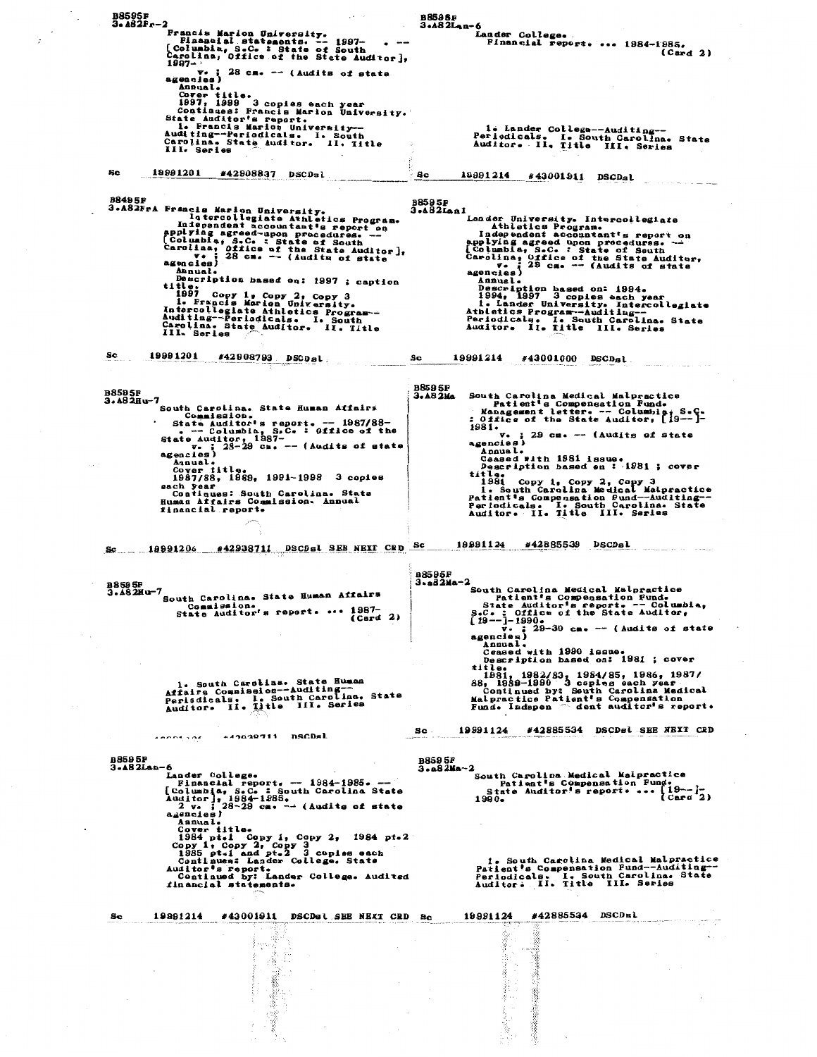B8595F
3.A82Fr-2

Francis Marion University.
Financial statements. -- 1997- . -- [Columbia, S.C. : State of South Carolina, Office of the State Auditor], 1997-
v. ; 28 cm. -- (Audits of state agencies)
Annual.
Cover title.
1997, 1999 3 copies each year
Continues: Francis Marion University. State Auditor's report.
1. Francis Marion University--Auditing--Periodicals. I. South Carolina. State Auditor. II. Title III. Series

Sc 19991201 #42908837 DSCDsl

---

B8595F
3.A82FrA

Francis Marion University. Intercollegiate Athletics Program.
Independent accountant's report on applying agreed-upon procedures. -- [Columbia, S.C. : State of South Carolina, Office of the State Auditor], v. ; 28 cm. -- (Audits of state agencies)
Annual.
Description based on: 1997 ; caption title.
1997 Copy 1, Copy 2, Copy 3
1. Francis Marion University. Intercollegiate Athletics Program--Auditing--Periodicals. I. South Carolina. State Auditor. II. Title III. Series

Sc 19991201 #42908793 DSCDsl

---

B8595F
3.A82Hu-7

South Carolina. State Human Affairs Commission.
State Auditor's report. -- 1987/88- . -- Columbia, S.C. : Office of the State Auditor, 1987-
v. ; 28-29 cm. -- (Audits of state agencies)
Annual.
Cover title.
1987/88, 1988, 1991-1998 3 copies each year
Continues: South Carolina. State Human Affairs Commission. Annual financial report.

Sc 19991206 #42938711 DSCDsl SEE NEXT CRD

---

B8595F
3.A82Hu-7

South Carolina. State Human Affairs Commission.
State Auditor's report. ... 1987- (Card 2)

1. South Carolina. State Human Affairs Commission--Auditing--Periodicals. I. South Carolina. State Auditor. II. Title III. Series

19991206 #42938711 DSCDsl

---

B8595F
3.A82Lan-6

Lander College.
Financial report. -- 1984-1985. -- [Columbia, S.C. : South Carolina State Auditor], 1984-1985.
2 v. ; 28-29 cm. -- (Audits of state agencies)
Annual.
Cover title.
1984 pt.1 Copy 1, Copy 2, 1984 pt.2 Copy 1, Copy 2, Copy 3
1985 pt.1 and pt.2 3 copies each
Continues: Lander College. State Auditor's report.
Continued by: Lander College. Audited financial statements.

Sc 19991214 #43001911 DSCDsl SEE NEXT CRD

---

B8595F
3.A82Lan-6

Lander College.
Financial report. ... 1984-1985. (Card 2)

1. Lander College--Auditing--Periodicals. I. South Carolina. State Auditor. II. Title III. Series

Sc 19991214 #43001911 DSCDsl

---

B8595F
3.A82LanI

Lander University. Intercollegiate Athletics Program.
Independent accountant's report on applying agreed upon procedures. -- [Columbia, S.C. : State of South Carolina, Office of the State Auditor, v. ; 28 cm. -- (Audits of state agencies)
Annual.
Description based on: 1994.
1994, 1997 3 copies each year
1. Lander University. Intercollegiate Athletics Program--Auditing--Periodicals. I. South Carolina. State Auditor. II. Title III. Series

Sc 19991214 #43001000 DSCDsl

---

B8595F
3.A82Ma

South Carolina Medical Malpractice Patient's Compensation Fund.
Management letter. -- Columbia, S.C. : Office of the State Auditor, [19--]-1981.
v. ; 29 cm. -- (Audits of state agencies)
Annual.
Ceased with 1981 issue.
Description based on : 1981 ; cover title.
1981 Copy 1, Copy 2, Copy 3
1. South Carolina Medical Malpractice Patient's Compensation Fund--Auditing--Periodicals. I. South Carolina. State Auditor. II. Title III. Series

Sc 19991124 #42885539 DSCDsl

---

B8595F
3.a82Ma-2

South Carolina Medical Malpractice Patient's Compensation Fund.
State Auditor's report. -- Columbia, S.C. : Office of the State Auditor, [19--]-1990.
v. ; 29-30 cm. -- (Audits of state agencies)
Annual.
Ceased with 1990 issue.
Description based on: 1981 ; cover title.
1981, 1982/83, 1984/85, 1986, 1987/88, 1989-1990 3 copies each year
Continued by: South Carolina Medical Malpractice Patient's Compensation Fund. Independent auditor's report.

Sc 19991124 #42885534 DSCDsl SEE NEXT CRD

---

B8595F
3.a82Ma-2

South Carolina Medical Malpractice Patient's Compensation Fund.
State Auditor's report. ... [19--]-1990. (Card 2)

1. South Carolina Medical Malpractice Patient's Compensation Fund--Auditing--Periodicals. I. South Carolina. State Auditor. II. Title III. Series

Sc 19991124 #42885534 DSCDsl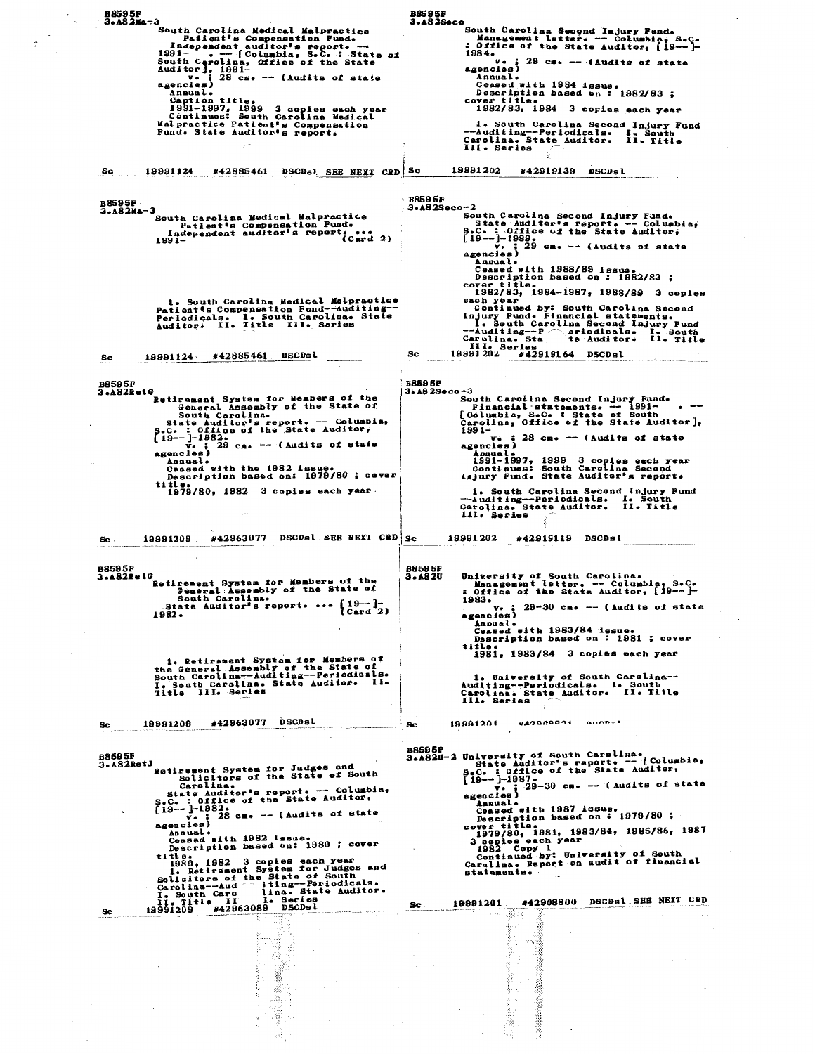B8595F
3.A82Ma-3

South Carolina Medical Malpractice Patient's Compensation Fund.
Independent auditor's report. -- 1991- . -- [Columbia, S.C. : State of South Carolina, Office of the State Auditor], 1991-
v. ; 28 cm. -- (Audits of state agencies)
Annual.
Caption title.
1991-1997, 1999 3 copies each year
Continues: South Carolina Medical Malpractice Patient's Compensation Fund. State Auditor's report.

Sc 19991124 #42885461 DSCDsl SEE NEXT CRD

---

B8595F
3.A82Ma-3

South Carolina Medical Malpractice Patient's Compensation Fund.
Independent auditor's report. ... 1991- (Card 2)

1. South Carolina Medical Malpractice Patient's Compensation Fund--Auditing--Periodicals. I. South Carolina. State Auditor. II. Title III. Series

Sc 19991124 #42885461 DSCDsl

---

B8595F
3.A82RetG

Retirement System for Members of the General Assembly of the State of South Carolina.
State Auditor's report. -- Columbia, S.C. : Office of the State Auditor, [19--]-1982.
v. ; 29 cm. -- (Audits of state agencies)
Annual.
Ceased with the 1982 issue.
Description based on: 1979/80 ; cover title.
1979/80, 1982 3 copies each year

Sc 19991209 #42963077 DSCDsl SEE NEXT CRD

---

B8595F
3.A82RetG

Retirement System for Members of the General Assembly of the State of South Carolina.
State Auditor's report. ... [19--]-1982. (Card 2)

1. Retirement System for Members of the General Assembly of the State of South Carolina--Auditing--Periodicals. I. South Carolina. State Auditor. II. Title III. Series

Sc 19991209 #42963077 DSCDsl

---

B8595F
3.A82RetJ

Retirement System for Judges and Solicitors of the State of South Carolina.
State Auditor's report. -- Columbia, S.C. : Office of the State Auditor, [19--]-1982.
v. ; 28 cm. -- (Audits of state agencies)
Annual.
Ceased with 1982 issue.
Description based on: 1980 ; cover title.
1980, 1982 3 copies each year
1. Retirement System for Judges and Solicitors of the State of South Carolina--Aud iting--Periodicals. I. South Caro lina. State Auditor. II. Title II I. Series

Sc 19991209 #42963089 DSCDsl

---

B8595F
3.A82Seco

South Carolina Second Injury Fund.
Management letter. -- Columbia, S.C. : Office of the State Auditor, [19--]-1984.
v. ; 29 cm. -- (Audits of state agencies)
Annual.
Ceased with 1984 issue.
Description based on : 1982/83 ; cover title.
1982/83, 1984 3 copies each year

1. South Carolina Second Injury Fund --Auditing--Periodicals. I. South Carolina. State Auditor. II. Title III. Series

Sc 19991202 #42919139 DSCDsl

---

B8595F
3.A82Seco-2

South Carolina Second Injury Fund.
State Auditor's report. -- Columbia, S.C. : Office of the State Auditor, [19--]-1989.
v. ; 29 cm. -- (Audits of state agencies)
Annual.
Ceased with 1988/89 issue.
Description based on : 1982/83 ; cover title.
1982/83, 1984-1987, 1988/89 3 copies each year
Continued by: South Carolina Second Injury Fund. Financial statements.
1. South Carolina Second Injury Fund --Auditing--P eriodicals. I. South Carolina. Sta te Auditor. II. Title III. Series

Sc 19991202 #42919164 DSCDsl

---

B8595F
3.A82Seco-3

South Carolina Second Injury Fund.
Financial statements. -- 1991- . -- [Columbia, S.C. : State of South Carolina, Office of the State Auditor], 1991-
v. ; 28 cm. -- (Audits of state agencies)
Annual.
1991-1997, 1999 3 copies each year
Continues: South Carolina Second Injury Fund. State Auditor's report.

1. South Carolina Second Injury Fund --Auditing--Periodicals. I. South Carolina. State Auditor. II. Title III. Series

Sc 19991202 #42919119 DSCDsl

---

B8595F
3.A82U

University of South Carolina.
Management letter. -- Columbia, S.C. : Office of the State Auditor, [19--]-1983.
v. ; 29-30 cm. -- (Audits of state agencies)
Annual.
Ceased with 1983/84 issue.
Description based on : 1981 ; cover title.
1981, 1983/84 3 copies each year

1. University of South Carolina--Auditing--Periodicals. I. South Carolina. State Auditor. II. Title III. Series

Sc 19991201 #42908821 DSCDsl

---

B8595F
3.A82U-2

University of South Carolina.
State Auditor's report. -- [Columbia, S.C. : Office of the State Auditor, [19--]-1987.
v. ; 29-30 cm. -- (Audits of state agencies)
Annual.
Ceased with 1987 issue.
Description based on : 1979/80 ; cover title.
1979/80, 1981, 1983/84, 1985/86, 1987 3 copies each year
1982 Copy 1
Continued by: University of South Carolina. Report on audit of financial statements.

Sc 19991201 #42908800 DSCDsl SEE NEXT CRD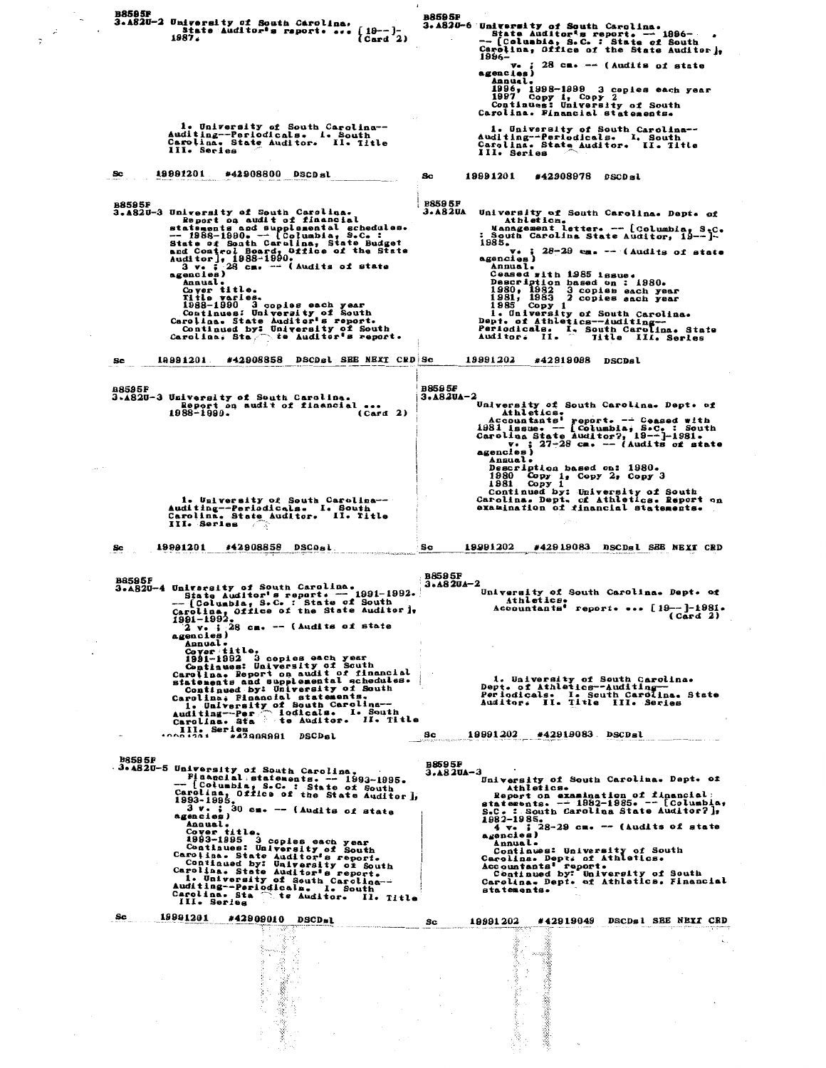B8595F
3.A82U-2 University of South Carolina.
State Auditor's report. ... [19--]-1987. (Card 2)

1. University of South Carolina--Auditing--Periodicals. I. South Carolina. State Auditor. II. Title III. Series

Sc 19991201 #42908800 DSCDsl

---

B8595F
3.A82U-3 University of South Carolina.
Report on audit of financial statements and supplemental schedules. -- 1988-1990. -- [Columbia, S.C. : State of South Carolina, State Budget and Control Board, Office of the State Auditor], 1988-1990.
3 v. ; 28 cm. -- (Audits of state agencies)
Annual.
Cover title.
Title varies.
1988-1990 3 copies each year
Continues: University of South Carolina. State Auditor's report.
Continued by: University of South Carolina. State Auditor's report.

Sc 19991201 #42908858 DSCDsl SEE NEXT CRD

---

B8595F
3.A82U-3 University of South Carolina.
Report on audit of financial ... 1988-1990. (Card 2)

1. University of South Carolina--Auditing--Periodicals. I. South Carolina. State Auditor. II. Title III. Series

Sc 19991201 #42908858 DSCDsl

---

B8595F
3.A82U-4 University of South Carolina.
State Auditor's report. -- 1991-1992. -- [Columbia, S.C. : State of South Carolina, Office of the State Auditor], 1991-1992.
2 v. ; 28 cm. -- (Audits of state agencies)
Annual.
Cover title.
1991-1992 3 copies each year
Continues: University of South Carolina. Report on audit of financial statements and supplemental schedules.
Continued by: University of South Carolina. Financial statements.
1. University of South Carolina--Auditing--Periodicals. I. South Carolina. State Auditor. II. Title III. Series

Sc 19991201 #42908881 DSCDsl

---

B8595F
3.A82U-5 University of South Carolina.
Financial statements. -- 1993-1995. -- [Columbia, S.C. : State of South Carolina, Office of the State Auditor], 1993-1995.
3 v. ; 30 cm. -- (Audits of state agencies)
Annual.
Cover title.
1993-1995 3 copies each year
Continues: University of South Carolina. State Auditor's report.
Continued by: University of South Carolina. State Auditor's report.
1. University of South Carolina--Auditing--Periodicals. I. South Carolina. State Auditor. II. Title III. Series

Sc 19991201 #42909010 DSCDsl

---

B8595F
3.A82U-6 University of South Carolina.
State Auditor's report. -- 1996- . -- [Columbia, S.C. : State of South Carolina, Office of the State Auditor], 1996-
v. ; 28 cm. -- (Audits of state agencies)
Annual.
1996, 1998-1999 3 copies each year
1997 Copy 1, Copy 2
Continues: University of South Carolina. Financial statements.

1. University of South Carolina--Auditing--Periodicals. I. South Carolina. State Auditor. II. Title III. Series

Sc 19991201 #42908978 DSCDsl

---

B8595F
3.A82UA University of South Carolina. Dept. of Athletics.
Management letter. -- [Columbia, S.C. : South Carolina State Auditor, 19--]-1985.
v. ; 28-29 cm. -- (Audits of state agencies)
Annual.
Ceased with 1985 issue.
Description based on : 1980.
1980, 1982 3 copies each year
1981, 1983 2 copies each year
1985 Copy 1
1. University of South Carolina. Dept. of Athletics--Auditing--Periodicals. I. South Carolina. State Auditor. II. Title III. Series

Sc 19991202 #42919098 DSCDsl

---

B8595F
3.A82UA-2
University of South Carolina. Dept. of Athletics.
Accountants' report. -- Ceased with 1981 issue. -- [Columbia, S.C. : South Carolina State Auditor?, 19--]-1981.
v. ; 27-28 cm. -- (Audits of state agencies)
Annual.
Description based on: 1980.
1980 Copy 1, Copy 2, Copy 3
1981 Copy 1
Continued by: University of South Carolina. Dept. of Athletics. Report on examination of financial statements.

Sc 19991202 #42919083 DSCDsl SEE NEXT CRD

---

B8595F
3.A82UA-2
University of South Carolina. Dept. of Athletics.
Accountants' report ... [19--]-1981. (Card 2)

1. University of South Carolina. Dept. of Athletics--Auditing--Periodicals. I. South Carolina. State Auditor. II. Title III. Series

Sc 19991202 #42919083 DSCDsl

---

B8595F
3.A82UA-3
University of South Carolina. Dept. of Athletics.
Report on examination of financial statements. -- 1982-1985. -- [Columbia, S.C. : South Carolina State Auditor?], 1982-1985.
4 v. ; 28-29 cm. -- (Audits of state agencies)
Annual.
Continues: University of South Carolina. Dept. of Athletics. Accountants' report.
Continued by: University of South Carolina. Dept. of Athletics. Financial statements.

Sc 19991202 #42919049 DSCDsl SEE NEXT CRD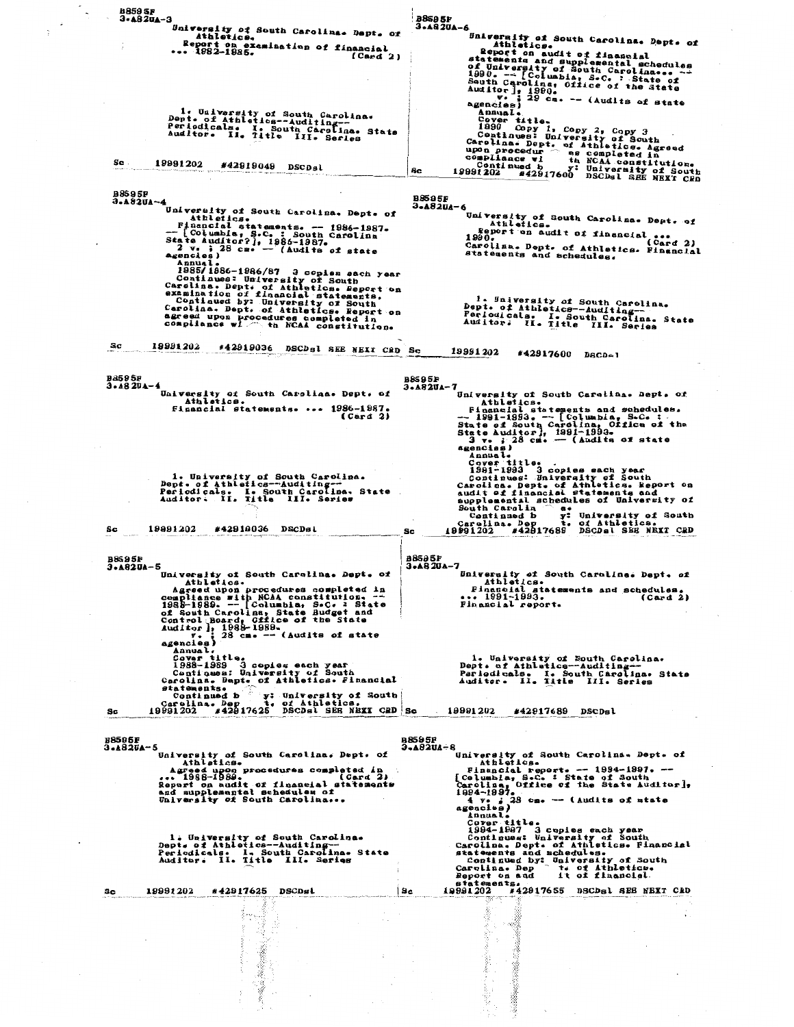B8595F
3.A82UA-3

University of South Carolina. Dept. of Athletics.
Report on examination of financial ... 1982-1985. (Card 2)

1. University of South Carolina. Dept. of Athletics--Auditing--Periodicals. I. South Carolina. State Auditor. II. Title III. Series

Sc 19991202 #42919049 DSCDsl

---

B8595F
3.A82UA-4

University of South Carolina. Dept. of Athletics.
Financial statements. -- 1986-1987. -- [Columbia, S.C. : South Carolina State Auditor?], 1986-1987.
2 v. ; 28 cm. -- (Audits of state agencies)
Annual.
1985/1986-1986/87 3 copies each year
Continues: University of South Carolina. Dept. of Athletics. Report on examination of financial statements.
Continued by: University of South Carolina. Dept. of Athletics. Report on agreed upon procedures completed in compliance wi th NCAA constitution.

Sc 19991202 #42919036 DSCDsl SEE NEXT CRD

---

B8595F
3.A82UA-4

University of South Carolina. Dept. of Athletics.
Financial statements. ... 1986-1987. (Card 2)

1. University of South Carolina. Dept. of Athletics--Auditing--Periodicals. I. South Carolina. State Auditor. II. Title III. Series

Sc 19991202 #42919036 DSCDsl

---

B8595F
3.A82UA-5

University of South Carolina. Dept. of Athletics.
Agreed upon procedures completed in compliance with NCAA constitution. -- 1988-1989. -- [Columbia, S.C. : State of South Carolina, State Budget and Control Board, Office of the State Auditor], 1988-1989.
v. ; 28 cm. -- (Audits of state agencies)
Annual.
Cover title.
1988-1989 3 copies each year
Continues: University of South Carolina. Dept. of Athletics. Financial statements.
Continued b y: University of South Carolina. Dep t. of Athletics.

Sc 19991202 #42917625 DSCDsl SEE NEXT CRD

---

B8595F
3.A82UA-5

University of South Carolina. Dept. of Athletics.
Agreed upon procedures completed in ... 1988-1989. (Card 2)
Report on audit of financial statements and supplemental schedules of University of South Carolina...

1. University of South Carolina. Dept. of Athletics--Auditing--Periodicals. I. South Carolina. State Auditor. II. Title III. Series

Sc 19991202 #42917625 DSCDsl

---

B8595F
3.A82UA-6

University of South Carolina. Dept. of Athletics.
Report on audit of financial statements and supplemental schedules of University of South Carolina... -- 1990. -- [Columbia, S.C. : State of South Carolina, Office of the State Auditor], 1990.
v. ; 29 cm. -- (Audits of state agencies)
Annual.
Cover title.
1990 Copy 1, Copy 2, Copy 3
Continues: University of South Carolina. Dept. of Athletics. Agreed upon procedur es completed in compliance wi th NCAA constitution.
Continued b y: University of South

Sc 19991202 #42917600 DSCDsl SEE NEXT CRD

---

B8595F
3.A82UA-6

University of South Carolina. Dept. of Athletics.
Report on audit of financial ... 1990. (Card 2)
Carolina. Dept. of Athletics. Financial statements and schedules.

1. University of South Carolina. Dept. of Athletics--Auditing--Periodicals. I. South Carolina. State Auditor. II. Title III. Series

Sc 19991202 #42917600 DSCDsl

---

B8595F
3.A82UA-7

University of South Carolina. Dept. of Athletics.
Financial statements and schedules. -- 1991-1993. -- [Columbia, S.C. : State of South Carolina, Office of the State Auditor], 1991-1993.
3 v. ; 28 cm. -- (Audits of state agencies)
Annual.
Cover title.
1991-1993 3 copies each year
Continues: University of South Carolina. Dept. of Athletics. Report on audit of financial statements and supplemental schedules of University of South Carolin a.
Continued b y: University of South Carolina. Dep t. of Athletics.

Sc 19991202 #42917689 DSCDsl SEE NEXT CRD

---

B8595F
3.A82UA-7

University of South Carolina. Dept. of Athletics.
Financial statements and schedules. ... 1991-1993. (Card 2)
Financial report.

1. University of South Carolina. Dept. of Athletics--Auditing--Periodicals. I. South Carolina. State Auditor. II. Title III. Series

Sc 19991202 #42917689 DSCDsl

---

B8595F
3.A82UA-8

University of South Carolina. Dept. of Athletics.
Financial report. -- 1994-1997. -- [Columbia, S.C. : State of South Carolina, Office of the State Auditor], 1994-1997.
4 v. ; 28 cm. -- (Audits of state agencies)
Annual.
Cover title.
1994-1997 3 copies each year
Continues: University of South Carolina. Dept. of Athletics. Financial statements and schedules.
Continued by: University of South Carolina. Dep t. of Athletics. Report on aud it of financial statements.

Sc 19991202 #42917655 DSCDsl SEE NEXT CRD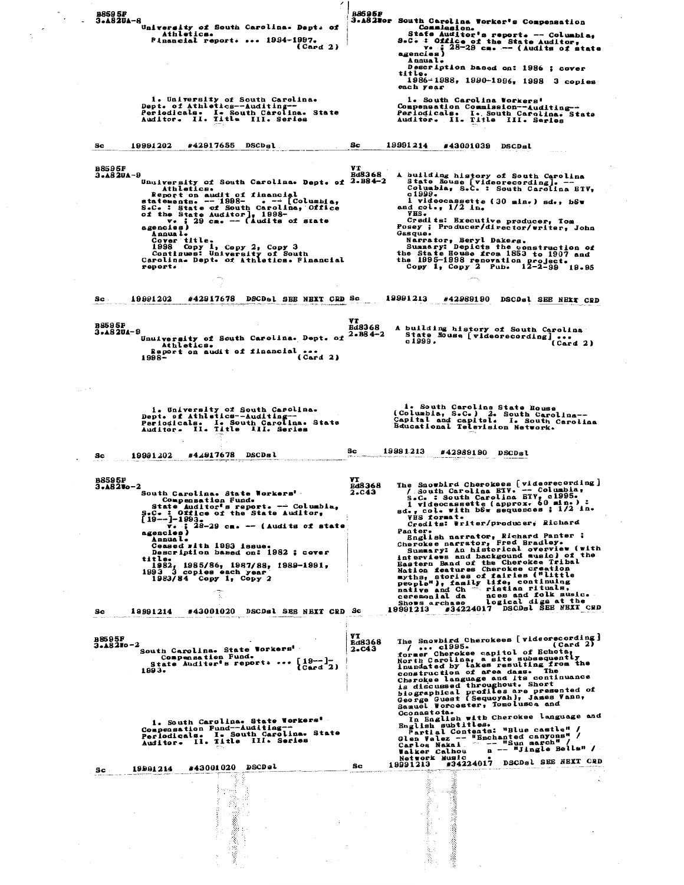B8595F
3.A82UA-8
University of South Carolina. Dept. of Athletics.
Financial report. ... 1994-1997. (Card 2)

1. University of South Carolina. Dept. of Athletics--Auditing--Periodicals. I. South Carolina. State Auditor. II. Title III. Series

Sc 19991202 #42917655 DSCDsl

---

B8595F
3.A82Wor South Carolina Worker's Compensation Commission.
State Auditor's report. -- Columbia, S.C. : Office of the State Auditor,
v. ; 28-29 cm. -- (Audits of state agencies)
Annual.
Description based on: 1986 ; cover title.
1986-1988, 1990-1996, 1998 3 copies each year

1. South Carolina Workers' Compensation Commission--Auditing--Periodicals. I. South Carolina. State Auditor. II. Title III. Series

Sc 19991214 #43001039 DSCDsl

---

B8595F
3.A82UA-9
Unuiversity of South Carolina. Dept. of Athletics.
Report on audit of financial statements. -- 1998- . -- [Columbia, S.C. : State of South Carolina, Office of the State Auditor], 1998-
v. ; 29 cm. -- (Audits of state agencies)
Annual.
Cover title.
1998 Copy 1, Copy 2, Copy 3
Continues: University of South Carolina. Dept. of Athletics. Financial report.

Sc 19991202 #42917678 DSCDsl SEE NEXT CRD

---

VT
Ed8368
2.B84-2 A building history of South Carolina State House [videorecording]. -- Columbia, S.C. : South Carolina ETV, c1999.
1 videocassette (30 min.) sd., b&w and col., 1/2 in.
VHS.
Credits: Executive producer, Tom Posey ; Producer/director/writer, John Gasque.
Narrator, Beryl Dakers.
Summary: Depicts the construction of the State House from 1853 to 1907 and the 1995-1998 renovation project.
Copy 1, Copy 2 Pub. 12-2-99 19.95

Sc 19991213 #42989190 DSCDsl SEE NEXT CRD

---

B8595F
3.A82UA-9
Unuiversity of South Carolina. Dept. of Athletics.
Report on audit of financial ... 1998- (Card 2)

1. University of South Carolina. Dept. of Athletics--Auditing--Periodicals. I. South Carolina. State Auditor. II. Title III. Series

Sc 19991202 #42917678 DSCDsl

---

VT
Ed8368
2.B84-2 A building history of South Carolina State House [videorecording] ... c1999. (Card 2)

1. South Carolina State House (Columbia, S.C.) 2. South Carolina--Capital and capitol. I. South Carolina Educational Television Network.

Sc 19991213 #42989190 DSCDsl

---

B8595F
3.A82Wo-2
South Carolina. State Workers' Compensation Fund.
State Auditor's report. -- Columbia, S.C. : Office of the State Auditor, [19--]-1993.
v. ; 28-29 cm. -- (Audits of state agencies)
Annual.
Ceased with 1993 issue.
Description based on: 1982 ; cover title.
1982, 1985/86, 1987/88, 1989-1991, 1993 3 copies each year
1983/84 Copy 1, Copy 2

Sc 19991214 #43001020 DSCDsl SEE NEXT CRD

---

VT
Ed8368
2.C43 The Snowbird Cherokees [videorecording] / South Carolina ETV. -- Columbia, S.C. : South Carolina ETV, c1995.
1 videocassette (approx. 60 min.) : sd., col. with b&w sequences ; 1/2 in.
VHS format.
Credits: Writer/producer, Richard Panter.
English narrator, Richard Panter ; Cherokee narrator, Fred Bradley.
Summary: An historical overview (with interviews and backgound music) of the Eastern Band of the Cherokee Tribal Nation features Cherokee creation myths, stories of fairies ("little people"), family life, continuing native and Ch ristian rituals, ceremonial da nces and folk music. Shows archaeo logical digs at the

Sc 19991213 #34224017 DSCDsl SEE NEXT CRD

---

B8595F
3.A82Wo-2
South Carolina. State Workers' Compensation Fund.
State Auditor's report. ... [19--]-1993. (Card 2)

1. South Carolina. State Workers' Compensation Fund--Auditing--Periodicals. I. South Carolina. State Auditor. II. Title III. Series

Sc 19991214 #43001020 DSCDsl

---

VT
Ed8368
2.C43 The Snowbird Cherokees [videorecording] / ... c1995. (Card 2)
former Cherokee capitol of Echota, North Carolina, a site subsequently inundated by lakes resulting from the construction of area dams. The Cherokee language and its continuance is discussed throughout. Short biographical profiles are presented of George Guest (Sequoyah), James Vann, Samuel Worcester, Tomolusca and Oconastota.
In English with Cherokee language and English subtitles.
Partial Contents: "Blue castle" / Glen Velez -- "Enchanted canyons" / Carlos Nakai -- "Sun march" / Walker Calhou n -- "Jingle Bells" / Network Music .

Sc 19991213 #34224017 DSCDsl SEE NEXT CRD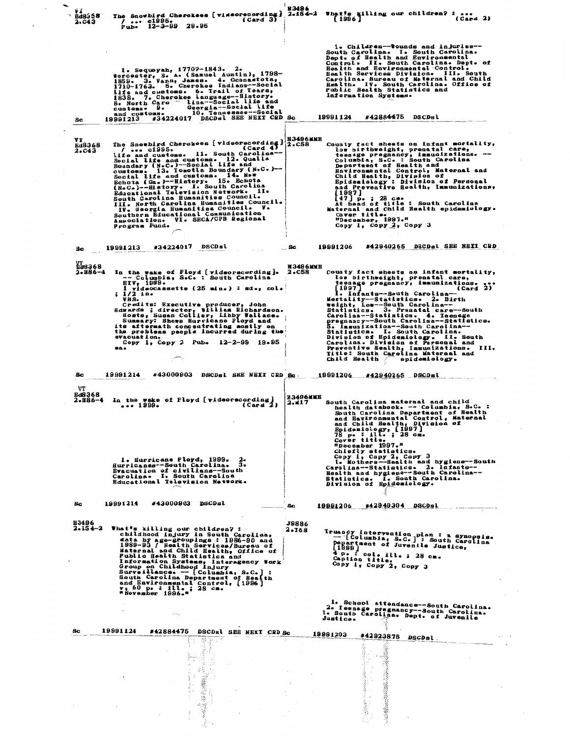VT
Ed8368
2.C43

The Snowbird Cherokees [videorecording] / ... c1995. (Card 3)
Pub. 12-3-99 29.95

1. Sequoyah, 1770?-1843. 2. Worcester, S. A. (Samuel Austin), 1798-1859. 3. Vann, James. 4. Oconastota, 1710-1763. 5. Cherokee Indians--Social life and customs. 6. Trail of Tears, 1838. 7. Cherokee language--History. 8. North Carolina--Social life and customs. 9. Georgia--Social life and customs. 10. Tennessee--Social

Sc 19991213 #34224017 DSCDsl SEE NEXT CRD

---

VT
Ed8368
2.C43

The Snowbird Cherokees [videorecording] / ... c1995. (Card 4)
life and customs. 11. South Carolina--Social life and customs. 12. Qualla Boundary (N.C.)--Social life and customs. 13. Tomotla Boundary (N.C.)--Social life and customs. 14. New Echota (Ga.)--History. 15. Echota (N.C.)--History. I. South Carolina Educational Television Network. II. South Carolina Humanities Council. III. North Carolina Humanities Council. IV. Georgia Humanities Council. V. Southern Educational Communication Association. VI. SECA/CPB Regional Program Fund.

Sc 19991213 #34224017 DSCDsl

---

VT
Ed8368
2.H86-4

In the wake of Floyd [videorecording]. -- Columbia, S.C. : South Carolina ETV, 1999.
1 videocassette (25 min.) : sd., col. ; 1/2 in.
VHS.
Credits: Executive producer, John Edwards ; director, William Richardson. Hosts, Susan Collier, Libby Wallace.
Summary: Shows Hurricane Floyd and its aftermath concentrating mostly on the problems people incurred during the evacuation.
Copy 1, Copy 2 Pub. 12-2-99 19.95 ea.

Sc 19991214 #43000903 DSCDsl SEE NEXT CRD

---

VT
Ed8368
2.H86-4

In the wake of Floyd [videorecording] ... 1999. (Card 2)

1. Hurricane Floyd, 1999. 2. Hurricanes--South Carolina. 3. Evacuation of civilians--South Carolina. I. South Carolina Educational Television Network.

Sc 19991214 #43000903 DSCDsl

---

H3496
2.I54-2

What's killing our children? : childhood injury in South Carolina, data by age-groupings : 1986-90 and 1989-93 / Health Services/Bureau of Maternal and Child Health, Office of Public Health Statistics and Information Systems, Interagency Work Group on Childhood Injury Surveillance. -- [Columbia, S.C.] : South Carolina Department of Health and Environmental Control, [1996]
v, 60 p. : ill. ; 28 cm.
"November 1996."

Sc 19991124 #42884475 DSCDsl SEE NEXT CRD

---

H3496
2.I54-2

What's killing our children? : ... [1996] (Card 2)

1. Children--Wounds and injuries--South Carolina. I. South Carolina. Dept. of Health and Environmental Control. II. South Carolina. Dept. of Health and Environmental Control. Health Services Division. III. South Carolina. Bureau of Maternal and Child Health. IV. South Carolina. Office of Public Health Statistics and Information Systems.

Sc 19991124 #42884475 DSCDsl

---

H3496MME
2.C58

County fact sheets on infant mortality, low birthweight, prenatal care, teenage pregnancy, immunizations. -- Columbia, S.C. : South Carolina Department of Health and Environmental Control, Maternal and Child Health, Division of Epidemiology : Division of Personal and Preventive Health, Immunizations, [1997]
[47] p. ; 28 cm.
At head of title : South Carolina Maternal and Child Health epidemiology.
Cover title.
"December, 1997."
Copy 1, Copy 2, Copy 3

Sc 19991206 #42940265 DSCDsl SEE NEXT CRD

---

H3496MME
2.C58

County fact sheets on infant mortality, low birthweight, prenatal care, teenage pregnancy, immunizations. ... [1997] (Card 2)
1. Infants--South Carolina--Mortality--Statistics. 2. Birth weight, Low--South Carolina--Statistics. 3. Prenatal care--South Carolina--Statistics. 4. Teenage pregnancy--South Carolina--Statistics. 5. Immunization--South Carolina--Statistics. I. South Carolina. Division of Epidemiology. II. South Carolina. Division of Personal and Preventive Health, Immunizations. III. Title: South Carolina Maternal and Child Health epidemiology.

Sc 19991206 #42940265 DSCDsl

---

H3496MME
2.M17

South Carolina maternal and child health databook. -- Columbia, S.C. : South Carolina Department of Health and Environmental Control, Maternal and Child Health, Division of Epidemiology, [1997]
78 p. : ill. ; 28 cm.
Cover title.
"December 1997."
Chiefly statistics.
Copy 1, Copy 2, Copy 3
1. Mothers--Health and hygiene--South Carolina--Statistics. 2. Infants--Health and hygiene--South Carolina--Statistics. I. South Carolina. Division of Epidemiology.

Sc 19991206 #42940304 DSCDsl

---

J8886
2.T68

Truancy intervention plan : a synopsis. -- [Columbia, S.C.] : South Carolina Department of Juvenile Justice, [1998]
4 p. : col. ill. ; 28 cm.
Caption title.
Copy 1, Copy 2, Copy 3

1. School attendance--South Carolina. 2. Teenage pregnancy--South Carolina. I. South Carolina. Dept. of Juvenile Justice.

Sc 19991203 #42923875 DSCDsl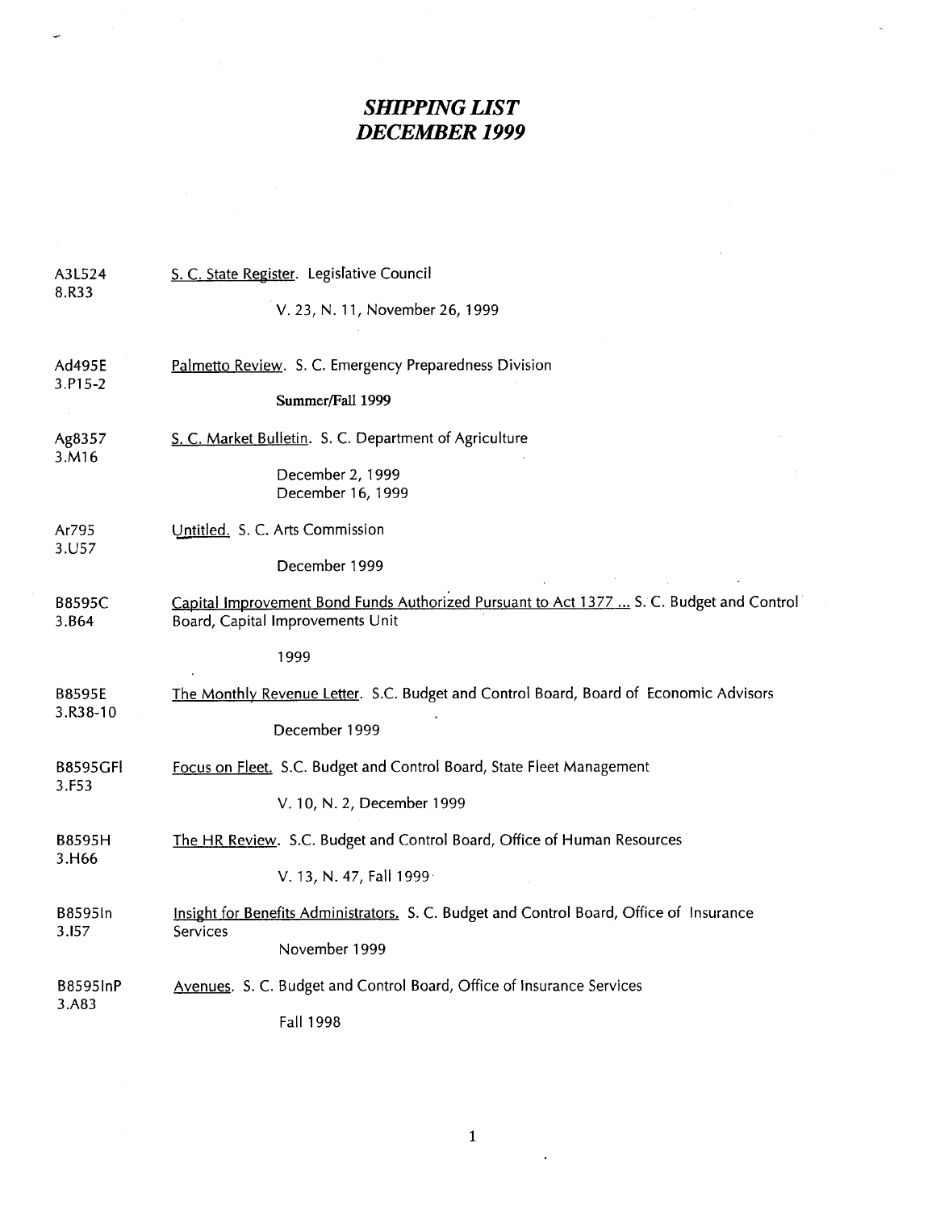# *SHIPPING LIST DECEMBER 1999*

A3L524 8.R33 — S. C. State Register. Legislative Council

V. 23, N. 11, November 26, 1999

Ad495E 3.P15-2 — Palmetto Review. S. C. Emergency Preparedness Division

Summer/Fall 1999

Ag8357 3.M16 — S. C. Market Bulletin. S. C. Department of Agriculture

December 2, 1999
December 16, 1999

Ar795 3.U57 — Untitled. S. C. Arts Commission

December 1999

B8595C 3.B64 — Capital Improvement Bond Funds Authorized Pursuant to Act 1377 ... S. C. Budget and Control Board, Capital Improvements Unit

1999

B8595E 3.R38-10 — The Monthly Revenue Letter. S.C. Budget and Control Board, Board of Economic Advisors

December 1999

B8595GFl 3.F53 — Focus on Fleet. S.C. Budget and Control Board, State Fleet Management

V. 10, N. 2, December 1999

B8595H 3.H66 — The HR Review. S.C. Budget and Control Board, Office of Human Resources

V. 13, N. 47, Fall 1999

B8595In 3.I57 — Insight for Benefits Administrators. S. C. Budget and Control Board, Office of Insurance Services

November 1999

B8595InP 3.A83 — Avenues. S. C. Budget and Control Board, Office of Insurance Services

Fall 1998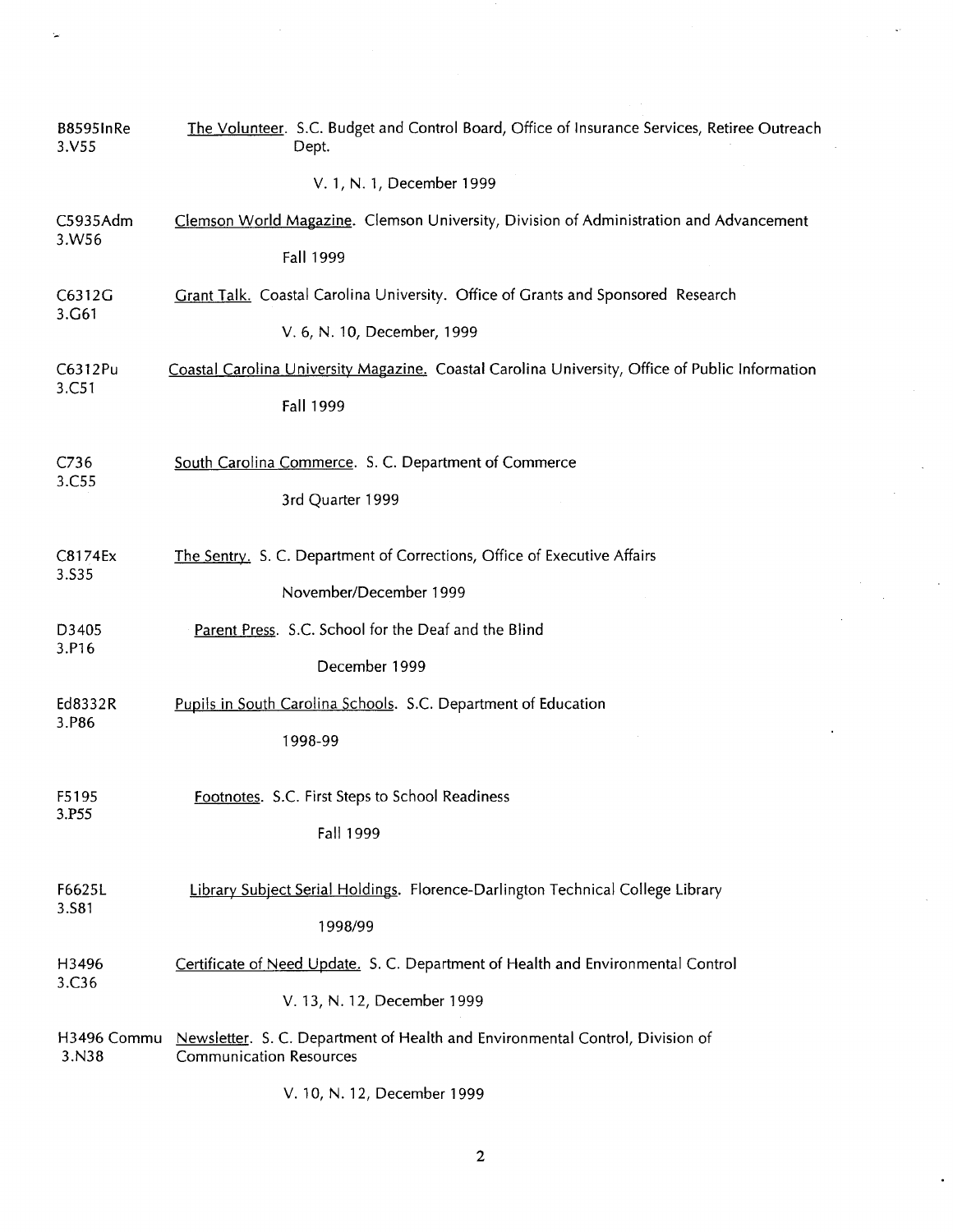B8595InRe
3.V55

The Volunteer. S.C. Budget and Control Board, Office of Insurance Services, Retiree Outreach Dept.

V. 1, N. 1, December 1999

C5935Adm
3.W56

Clemson World Magazine. Clemson University, Division of Administration and Advancement

Fall 1999

C6312G
3.G61

Grant Talk. Coastal Carolina University. Office of Grants and Sponsored Research

V. 6, N. 10, December, 1999

C6312Pu
3.C51

Coastal Carolina University Magazine. Coastal Carolina University, Office of Public Information

Fall 1999

C736
3.C55

South Carolina Commerce. S. C. Department of Commerce

3rd Quarter 1999

C8174Ex
3.S35

The Sentry. S. C. Department of Corrections, Office of Executive Affairs

November/December 1999

D3405
3.P16

Parent Press. S.C. School for the Deaf and the Blind

December 1999

Ed8332R
3.P86

Pupils in South Carolina Schools. S.C. Department of Education

1998-99

F5195
3.P55

Footnotes. S.C. First Steps to School Readiness

Fall 1999

F6625L
3.S81

Library Subject Serial Holdings. Florence-Darlington Technical College Library

1998/99

H3496
3.C36

Certificate of Need Update. S. C. Department of Health and Environmental Control

V. 13, N. 12, December 1999

H3496 Commu
3.N38

Newsletter. S. C. Department of Health and Environmental Control, Division of Communication Resources

V. 10, N. 12, December 1999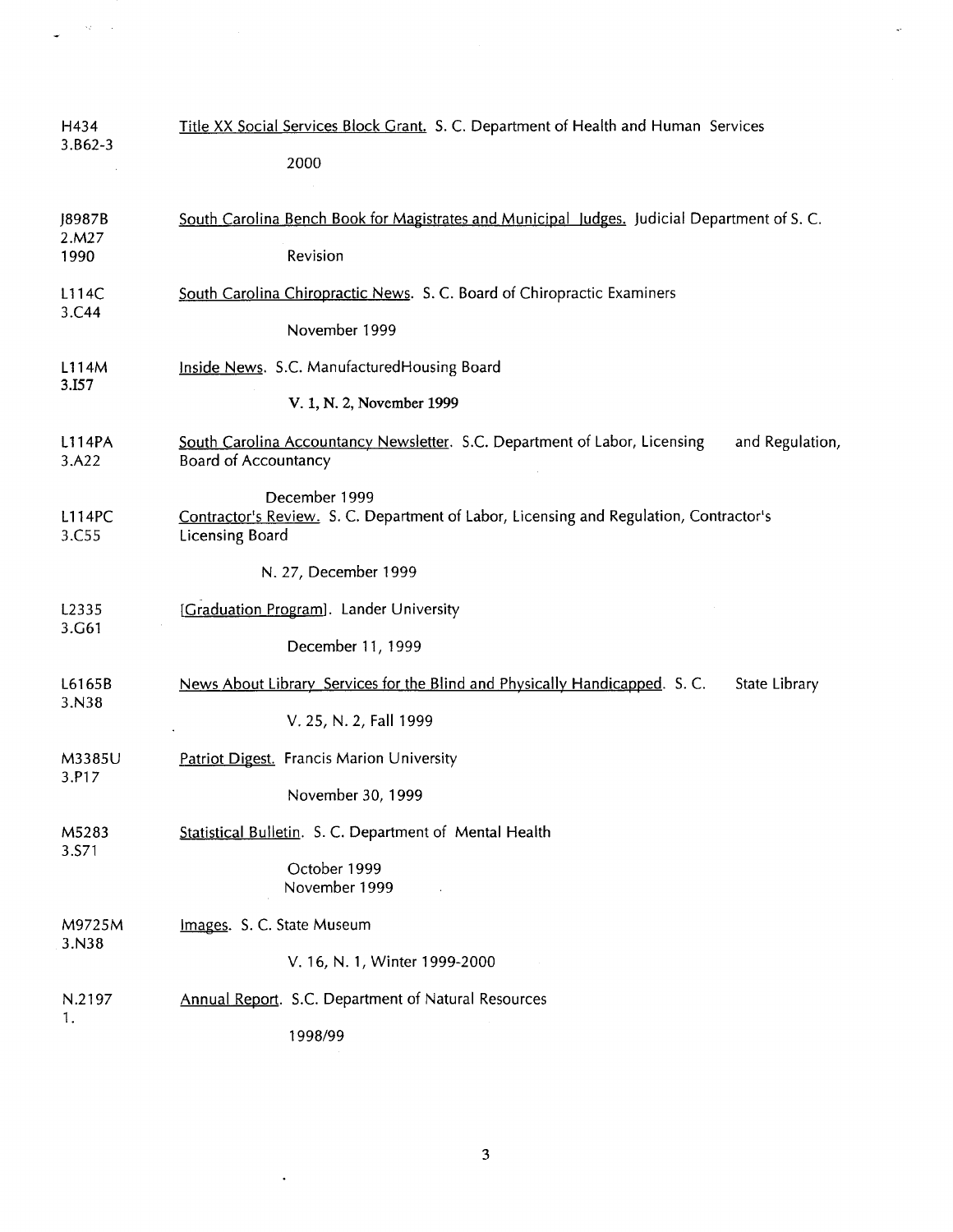H434
3.B62-3

Title XX Social Services Block Grant. S. C. Department of Health and Human Services

2000

J8987B
2.M27
1990

South Carolina Bench Book for Magistrates and Municipal Judges. Judicial Department of S. C.

Revision

L114C
3.C44

South Carolina Chiropractic News. S. C. Board of Chiropractic Examiners

November 1999

L114M
3.I57

Inside News. S.C. ManufacturedHousing Board

V. 1, N. 2, November 1999

L114PA
3.A22

South Carolina Accountancy Newsletter. S.C. Department of Labor, Licensing and Regulation, Board of Accountancy

December 1999

L114PC
3.C55

Contractor's Review. S. C. Department of Labor, Licensing and Regulation, Contractor's Licensing Board

N. 27, December 1999

L2335
3.G61

[Graduation Program]. Lander University

December 11, 1999

L6165B
3.N38

News About Library Services for the Blind and Physically Handicapped. S. C. State Library

V. 25, N. 2, Fall 1999

M3385U
3.P17

Patriot Digest. Francis Marion University

November 30, 1999

M5283
3.S71

Statistical Bulletin. S. C. Department of Mental Health

October 1999
November 1999

M9725M
3.N38

Images. S. C. State Museum

V. 16, N. 1, Winter 1999-2000

N.2197
1.

Annual Report. S.C. Department of Natural Resources

1998/99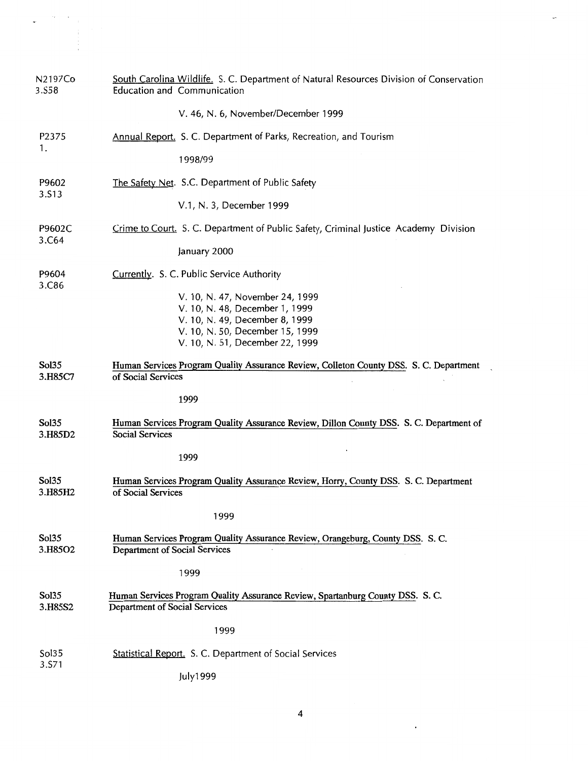N2197Co
3.S58

South Carolina Wildlife. S. C. Department of Natural Resources Division of Conservation Education and Communication

V. 46, N. 6, November/December 1999

P2375
1.

Annual Report. S. C. Department of Parks, Recreation, and Tourism

1998/99

P9602
3.S13

The Safety Net. S.C. Department of Public Safety

V.1, N. 3, December 1999

P9602C
3.C64

Crime to Court. S. C. Department of Public Safety, Criminal Justice Academy Division

January 2000

P9604
3.C86

Currently. S. C. Public Service Authority

V. 10, N. 47, November 24, 1999
V. 10, N. 48, December 1, 1999
V. 10, N. 49, December 8, 1999
V. 10, N. 50, December 15, 1999
V. 10, N. 51, December 22, 1999

Sol35
3.H85C7

Human Services Program Quality Assurance Review, Colleton County DSS. S. C. Department of Social Services

1999

Sol35
3.H85D2

Human Services Program Quality Assurance Review, Dillon County DSS. S. C. Department of Social Services

1999

Sol35
3.H85H2

Human Services Program Quality Assurance Review, Horry, County DSS. S. C. Department of Social Services

1999

Sol35
3.H85O2

Human Services Program Quality Assurance Review, Orangeburg, County DSS. S. C. Department of Social Services

1999

Sol35
3.H85S2

Human Services Program Quality Assurance Review, Spartanburg County DSS. S. C. Department of Social Services

1999

Sol35
3.S71

Statistical Report. S. C. Department of Social Services

July1999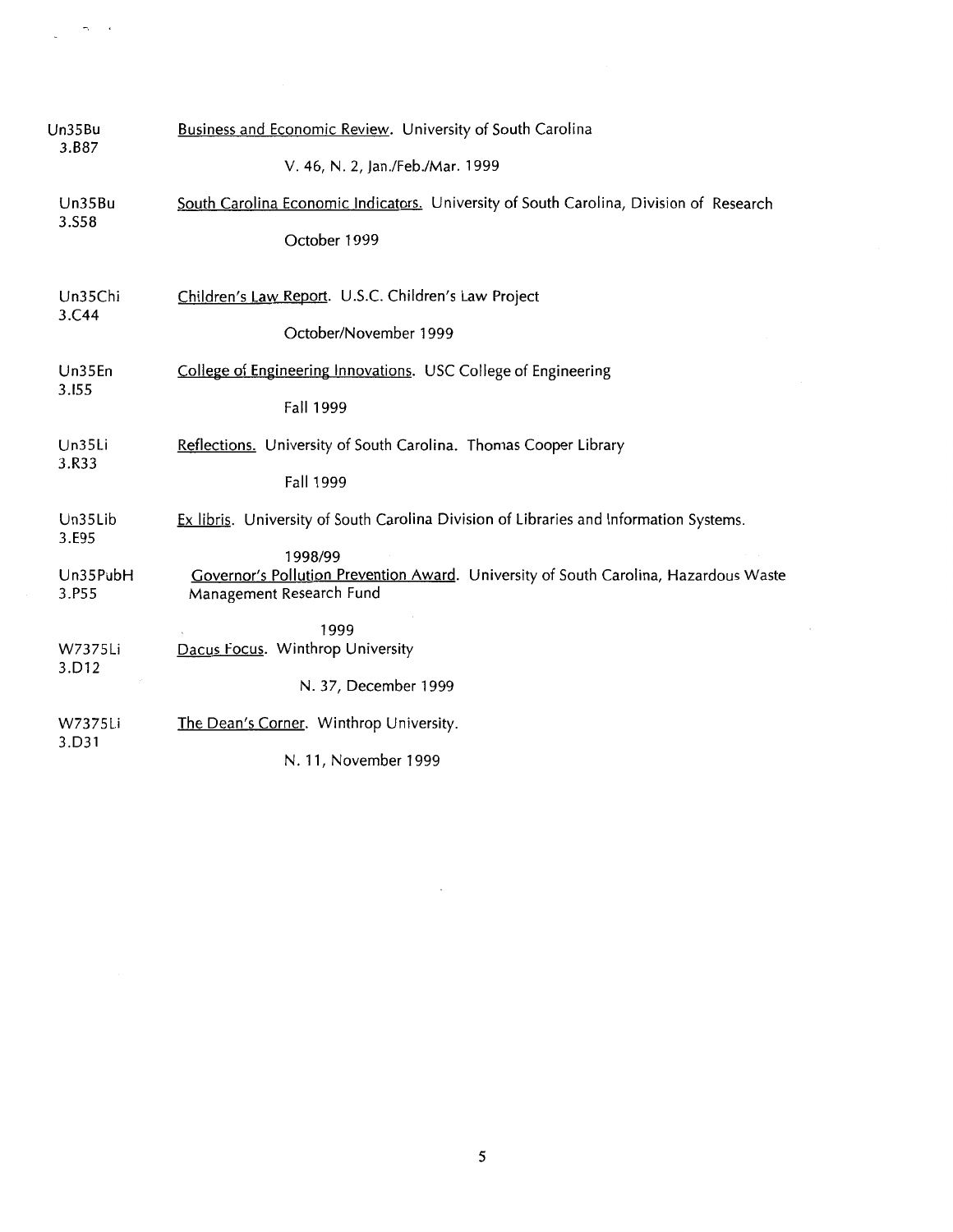| Call Number | Title / Issue |
| --- | --- |
| Un35Bu 3.B87 | Business and Economic Review. University of South Carolina |
| | V. 46, N. 2, Jan./Feb./Mar. 1999 |
| Un35Bu 3.S58 | South Carolina Economic Indicators. University of South Carolina, Division of Research |
| | October 1999 |
| Un35Chi 3.C44 | Children's Law Report. U.S.C. Children's Law Project |
| | October/November 1999 |
| Un35En 3.I55 | College of Engineering Innovations. USC College of Engineering |
| | Fall 1999 |
| Un35Li 3.R33 | Reflections. University of South Carolina. Thomas Cooper Library |
| | Fall 1999 |
| Un35Lib 3.E95 | Ex libris. University of South Carolina Division of Libraries and Information Systems. |
| | 1998/99 |
| Un35PubH 3.P55 | Governor's Pollution Prevention Award. University of South Carolina, Hazardous Waste Management Research Fund |
| | 1999 |
| W7375Li 3.D12 | Dacus Focus. Winthrop University |
| | N. 37, December 1999 |
| W7375Li 3.D31 | The Dean's Corner. Winthrop University. |
| | N. 11, November 1999 |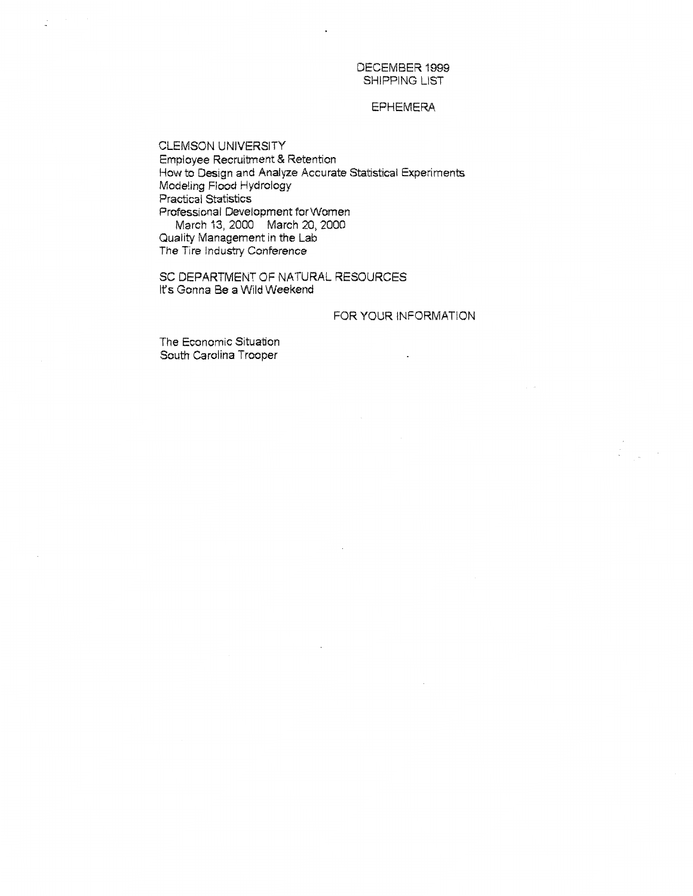DECEMBER 1999
SHIPPING LIST

## EPHEMERA

**CLEMSON UNIVERSITY**

Employee Recruitment & Retention
How to Design and Analyze Accurate Statistical Experiments
Modeling Flood Hydrology
Practical Statistics
Professional Development for Women
  March 13, 2000  March 20, 2000
Quality Management in the Lab
The Tire Industry Conference

**SC DEPARTMENT OF NATURAL RESOURCES**

It's Gonna Be a Wild Weekend

## FOR YOUR INFORMATION

The Economic Situation
South Carolina Trooper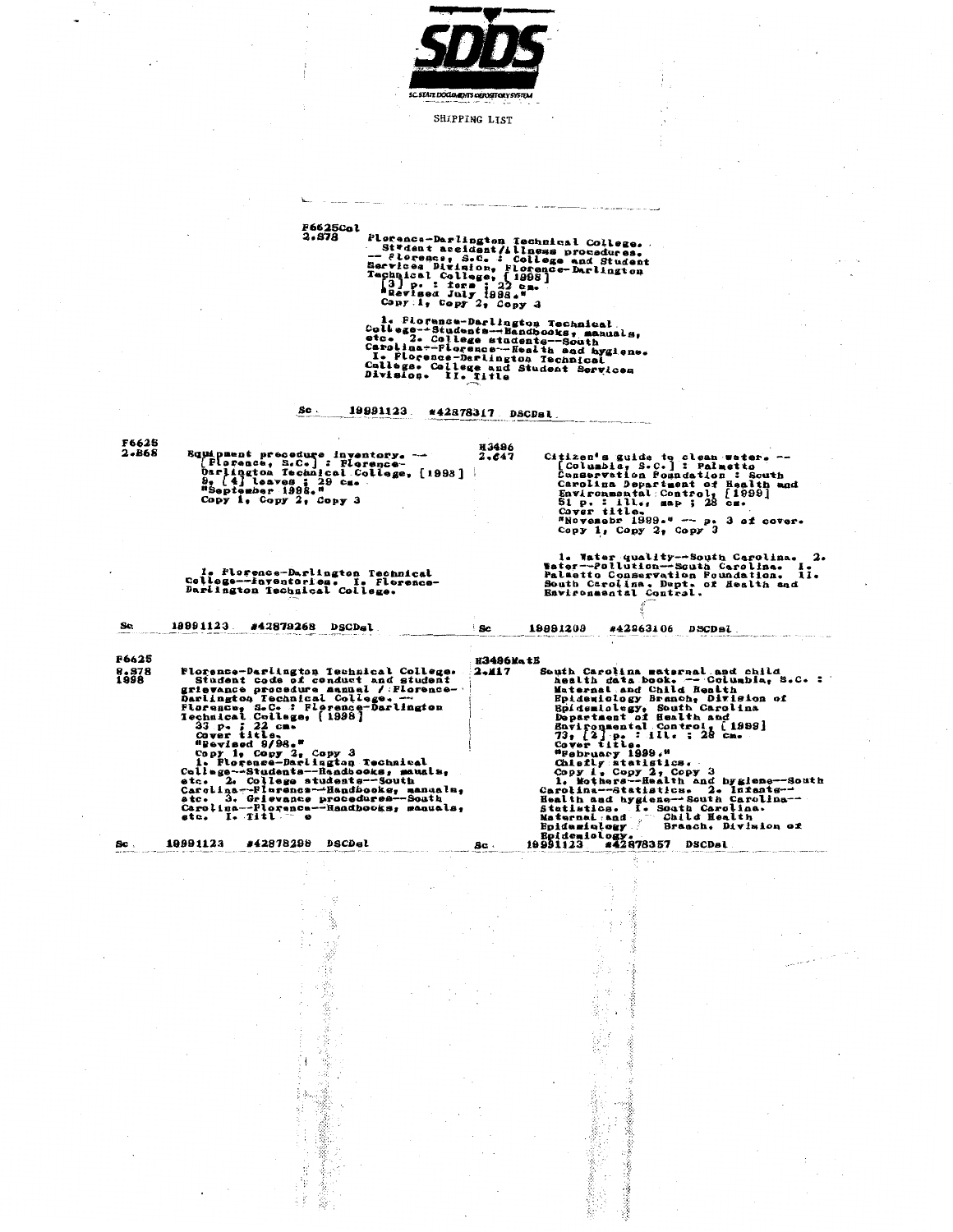SDDS

SC STATE DOCUMENTS DEPOSITORY SYSTEM

SHIPPING LIST

F6625Col
2.S78

Florence-Darlington Technical College.
Student accident/illness procedures.
-- Florence, S.C. : College and Student Services Division, Florence-Darlington Technical College, [1998]
[3] p. : form ; 22 cm.
"Revised July 1998."
Copy 1, Copy 2, Copy 3

1. Florence-Darlington Technical College--Students--Handbooks, manuals, etc. 2. College students--South Carolina--Florence--Health and hygiene.
I. Florence-Darlington Technical College. College and Student Services Division. II. Title

Sc 19991123 #42878317 DSCDel

---

F6625
2.S68

Equipment procedure inventory. --
[Florence, S.C.] : Florence-Darlington Technical College, [1998]
9, [4] leaves ; 29 cm.
"September 1998."
Copy 1, Copy 2, Copy 3

1. Florence-Darlington Technical College--Inventories. I. Florence-Darlington Technical College.

Sc 19991123 #42878268 DSCDel

---

H3496
2.C47

Citizen's guide to clean water. --
[Columbia, S.C.] : Palmetto Conservation Foundation : South Carolina Department of Health and Environmental Control, [1999]
51 p. : ill., map ; 28 cm.
Cover title.
"Novemebr 1999." -- p. 3 of cover.
Copy 1, Copy 2, Copy 3

1. Water quality--South Carolina. 2. Water--Pollution--South Carolina. I. Palmetto Conservation Foundation. II. South Carolina. Dept. of Health and Environmental Control.

Sc 19991209 #42963106 DSCDel

---

F6625
8.S78
1998

Florence-Darlington Technical College.
Student code of conduct and student grievance procedure manual / Florence-Darlington Technical College. --
Florence, S.C. : Florence-Darlington Technical College, [1998]
33 p. ; 22 cm.
Cover title.
"Revised 9/98."
Copy 1, Copy 2, Copy 3
1. Florence-Darlington Technical College--Students--Handbooks, manuals, etc. 2. College students--South Carolina--Florence--Handbooks, manuals, etc. 3. Grievance procedures--South Carolina--Florence--Handbooks, manuals, etc. I. Title

Sc 19991123 #42878298 DSCDel

---

H3496MatS
2.M17

South Carolina maternal and child health data book. -- Columbia, S.C. : Maternal and Child Health Epidemiology Branch, Division of Epidemiology, South Carolina Department of Health and Environmental Control, [1999]
73, [2] p. : ill. ; 28 cm.
Cover title.
"February 1999."
Chiefly statistics.
Copy 1, Copy 2, Copy 3
1. Mothers--Health and hygiene--South Carolina--Statistics. 2. Infants--Health and hygiene--South Carolina--Statistics. I. South Carolina. Maternal and Child Health Epidemiology Branch. Division of Epidemiology.

Sc 19991123 #42878357 DSCDel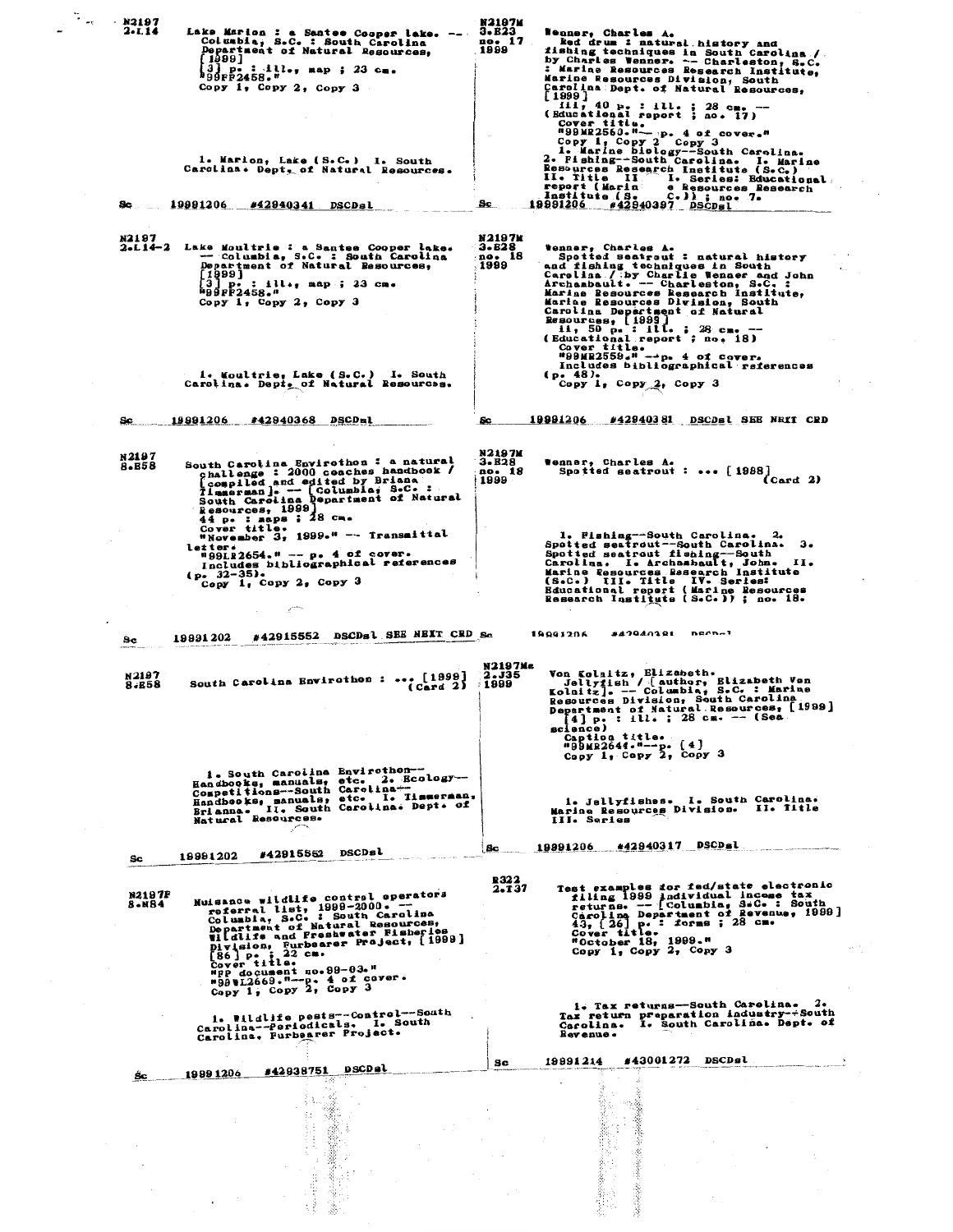N2197
2.L14

Lake Marion : a Santee Cooper lake. -- Columbia, S.C. : South Carolina Department of Natural Resources, [1999]
[3] p. : ill., map ; 23 cm.
"99FF2458."
Copy 1, Copy 2, Copy 3

1. Marion, Lake (S.C.) I. South Carolina. Dept. of Natural Resources.

Sc 19991206 #42940341 DSCDsl

---

N2197M
3.E23
no. 17
1999

Wenner, Charles A.
Red drum : natural history and fishing techniques in South Carolina / by Charles Wenner. -- Charleston, S.C. : Marine Resources Research Institute, Marine Resources Division, South Carolina Dept. of Natural Resources, [1999]
iii, 40 p. : ill. ; 28 cm. -- (Educational report ; no. 17)
Cover title.
"99MR2560."-- p. 4 of cover."
Copy 1, Copy 2 Copy 3
1. Marine biology--South Carolina. 2. Fishing--South Carolina. I. Marine Resources Research Institute (S.C.) II. Title II I. Series: Educational report (Marin e Resources Research Institute (S. C.)) ; no. 7.

Sc 19991206 #42940397 DSCDsl

---

N2197
2.L14-2

Lake Moultrie : a Santee Cooper lake. -- Columbia, S.C. : South Carolina Department of Natural Resources, [1999]
[3] p. : ill., map ; 23 cm.
"99FF2458."
Copy 1, Copy 2, Copy 3

1. Moultrie, Lake (S.C.) I. South Carolina. Dept. of Natural Resources.

Sc 19991206 #42940368 DSCDsl

---

N2197M
3.E28
no. 18
1999

Wenner, Charles A.
Spotted seatrout : natural history and fishing techniques in South Carolina / by Charlie Wenner and John Archambault. -- Charleston, S.C. : Marine Resources Research Institute, Marine Resources Division, South Carolina Department of Natural Resources, [1999]
ii, 50 p. : ill. ; 28 cm. -- (Educational report ; no. 18)
Cover title.
"99MR2558." --p. 4 of cover.
Includes bibliographical references (p. 48).
Copy 1, Copy 2, Copy 3

Sc 19991206 #42940381 DSCDsl SEE NEXT CRD

---

N2197
8.E58

South Carolina Envirothon : a natural challenge : 2000 coaches handbook / [compiled and edited by Briana Timmerman]. -- [Columbia, S.C. : South Carolina Department of Natural Resources, 1999]
44 p. : maps ; 28 cm.
Cover title.
"November 3, 1999." -- Transmittal letter.
"99LR2654." -- p. 4 of cover.
Includes bibliographical references (p. 32-35).
Copy 1, Copy 2, Copy 3

Sc 19991202 #42915552 DSCDsl SEE NEXT CRD

---

N2197M
3.E28
no. 18
1999

Wenner, Charles A.
Spotted seatrout : ... [1999] (Card 2)

1. Fishing--South Carolina. 2. Spotted seatrout--South Carolina. 3. Spotted seatrout fishing--South Carolina. I. Archambault, John. II. Marine Resources Research Institute (S.C.) III. Title IV. Series: Educational report (Marine Resources Research Institute (S.C.)) ; no. 18.

Sc 19991206 #42940381 DSCDsl

---

N2197
8.E58

South Carolina Envirothon : ... [1999] (Card 2)

1. South Carolina Envirothon--Handbooks, manuals, etc. 2. Ecology--Competitions--South Carolina--Handbooks, manuals, etc. I. Timmerman, Brianna. II. South Carolina. Dept. of Natural Resources.

Sc 19991202 #42915552 DSCDsl

---

N2197Ma
2.J35
1999

Von Kolnitz, Elizabeth.
Jellyfish / [author, Elizabeth Von Kolnitz]. -- Columbia, S.C. : Marine Resources Division, South Carolina Department of Natural Resources, [1999]
[4] p. : ill. ; 28 cm. -- (Sea science)
Caption title.
"99MR2644."--p. [4]
Copy 1, Copy 2, Copy 3

1. Jellyfishes. I. South Carolina. Marine Resources Division. II. Title III. Series

Sc 19991206 #42940317 DSCDsl

---

N2197F
8.N84

Nuisance wildlife control operators referral list, 1999-2000. -- Columbia, S.C. : South Carolina Department of Natural Resources, Wildlife and Freshwater Fisheries Division, Furbearer Project, [1999]
[86] p. ; 22 cm.
Cover title.
"FP document no.99-03."
"99WL2669."--p. 4 of cover.
Copy 1, Copy 2, Copy 3

1. Wildlife pests--Control--South Carolina--Periodicals. I. South Carolina. Furbearer Project.

Sc 19991206 #42938751 DSCDsl

---

R322
2.T37

Test examples for fed/state electronic filing 1999 individual income tax returns. -- [Columbia, S.C. : South Carolina Department of Revenue, 1999]
43, [26] p. : forms ; 28 cm.
Cover title.
"October 18, 1999."
Copy 1, Copy 2, Copy 3

1. Tax returns--South Carolina. 2. Tax return preparation industry--South Carolina. I. South Carolina. Dept. of Revenue.

Sc 19991214 #43001272 DSCDsl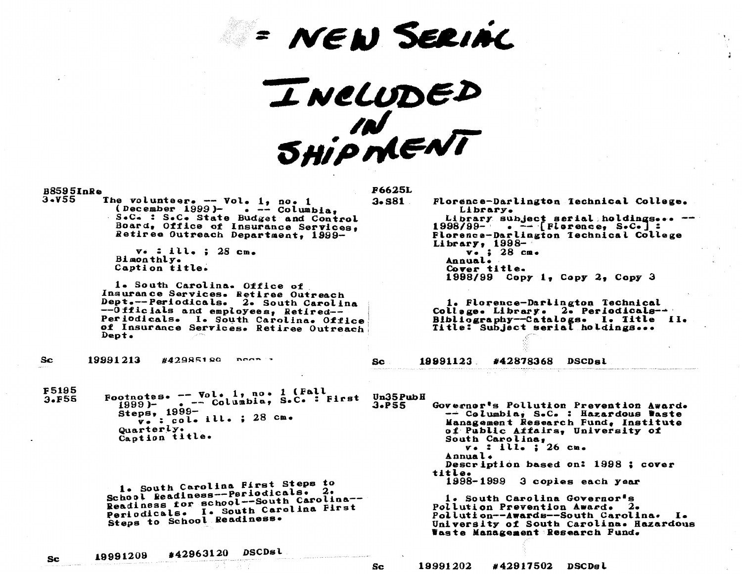# = NEW SERIAL INCLUDED IN SHIPMENT

B8595InRe
3.V55

The volunteer. -- Vol. 1, no. 1 (December 1999)- . -- Columbia, S.C. : S.C. State Budget and Control Board, Office of Insurance Services, Retiree Outreach Department, 1999-

v. : ill. ; 28 cm.
Bimonthly.
Caption title.

1. South Carolina. Office of Insurance Services. Retiree Outreach Dept.--Periodicals. 2. South Carolina --Officials and employees, Retired--Periodicals. I. South Carolina. Office of Insurance Services. Retiree Outreach Dept.

Sc 19991213 #42985180 DSCD...

---

F6625L
3.S81

Florence-Darlington Technical College. Library.
Library subject serial holdings... -- 1998/99- . -- [Florence, S.C.] : Florence-Darlington Technical College Library, 1998-
v. ; 28 cm.
Annual.
Cover title.
1998/99 Copy 1, Copy 2, Copy 3

1. Florence-Darlington Technical College. Library. 2. Periodicals--Bibliography--Catalogs. I. Title II. Title: Subject serial holdings...

Sc 19991123 #42878368 DSCDsl

---

F5195
3.F55

Footnotes. -- Vol. 1, no. 1 (Fall 1999)- . -- Columbia, S.C. : First Steps, 1999-
v. : col. ill. ; 28 cm.
Quarterly.
Caption title.

1. South Carolina First Steps to School Readiness--Periodicals. 2. Readiness for school--South Carolina--Periodicals. I. South Carolina First Steps to School Readiness.

Sc 19991209 #42963120 DSCDsl

---

Un35PubH
3.P55

Governor's Pollution Prevention Award. -- Columbia, S.C. : Hazardous Waste Management Research Fund, Institute of Public Affairs, University of South Carolina,
v. : ill. ; 26 cm.
Annual.
Description based on: 1998 ; cover title.
1998-1999 3 copies each year

1. South Carolina Governor's Pollution Prevention Award. 2. Pollution--Awards--South Carolina. I. University of South Carolina. Hazardous Waste Management Research Fund.

Sc 19991202 #42917502 DSCDsl